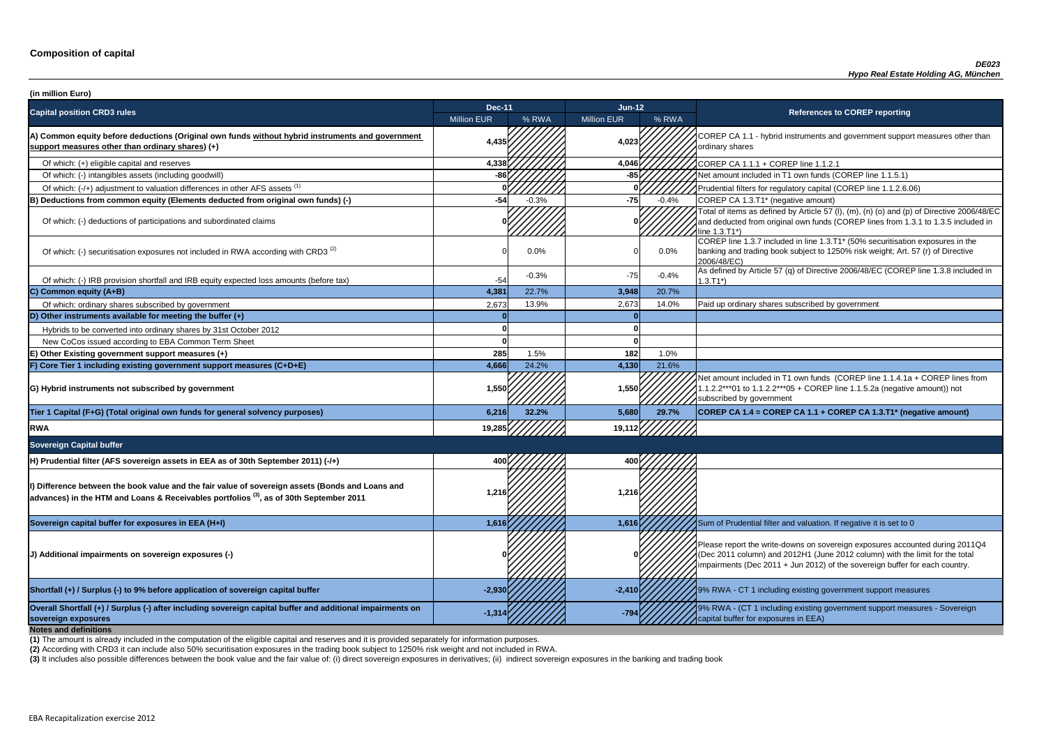# Composition of capital

*DE023*
*Hypo Real Estate Holding AG, München*

**(in million Euro)**

| Capital position CRD3 rules | Dec-11 | | Jun-12 | | References to COREP reporting |
|---|---|---|---|---|---|
| | Million EUR | % RWA | Million EUR | % RWA | |
| **A) Common equity before deductions (Original own funds without hybrid instruments and government support measures other than ordinary shares) (+)** | **4,435** | | **4,023** | | COREP CA 1.1 - hybrid instruments and government support measures other than ordinary shares |
| Of which: (+) eligible capital and reserves | **4,338** | | **4,046** | | COREP CA 1.1.1 + COREP line 1.1.2.1 |
| Of which: (-) intangibles assets (including goodwill) | **-86** | | **-85** | | Net amount included in T1 own funds (COREP line 1.1.5.1) |
| Of which: (-/+) adjustment to valuation differences in other AFS assets [1] | **0** | | **0** | | Prudential filters for regulatory capital (COREP line 1.1.2.6.06) |
| **B) Deductions from common equity (Elements deducted from original own funds) (-)** | **-54** | -0.3% | **-75** | -0.4% | COREP CA 1.3.T1* (negative amount) |
| Of which: (-) deductions of participations and subordinated claims | **0** | | **0** | | Total of items as defined by Article 57 (l), (m), (n) (o) and (p) of Directive 2006/48/EC and deducted from original own funds (COREP lines from 1.3.1 to 1.3.5 included in line 1.3.T1*) |
| Of which: (-) securitisation exposures not included in RWA according with CRD3 [2] | 0 | 0.0% | 0 | 0.0% | COREP line 1.3.7 included in line 1.3.T1* (50% securitisation exposures in the banking and trading book subject to 1250% risk weight; Art. 57 (r) of Directive 2006/48/EC) |
| Of which: (-) IRB provision shortfall and IRB equity expected loss amounts (before tax) | -54 | -0.3% | -75 | -0.4% | As defined by Article 57 (q) of Directive 2006/48/EC (COREP line 1.3.8 included in 1.3.T1*) |
| **C) Common equity (A+B)** | **4,381** | 22.7% | **3,948** | 20.7% | |
| Of which: ordinary shares subscribed by government | 2,673 | 13.9% | 2,673 | 14.0% | Paid up ordinary shares subscribed by government |
| **D) Other instruments available for meeting the buffer (+)** | **0** | | **0** | | |
| Hybrids to be converted into ordinary shares by 31st October 2012 | **0** | | **0** | | |
| New CoCos issued according to EBA Common Term Sheet | **0** | | **0** | | |
| **E) Other Existing government support measures (+)** | **285** | 1.5% | **182** | 1.0% | |
| **F) Core Tier 1 including existing government support measures (C+D+E)** | **4,666** | 24.2% | **4,130** | 21.6% | |
| **G) Hybrid instruments not subscribed by government** | **1,550** | | **1,550** | | Net amount included in T1 own funds (COREP line 1.1.4.1a + COREP lines from 1.1.2.2***01 to 1.1.2.2***05 + COREP line 1.1.5.2a (negative amount)) not subscribed by government |
| **Tier 1 Capital (F+G) (Total original own funds for general solvency purposes)** | **6,216** | **32.2%** | **5,680** | **29.7%** | **COREP CA 1.4 = COREP CA 1.1 + COREP CA 1.3.T1* (negative amount)** |
| **RWA** | **19,285** | | **19,112** | | |
| **Sovereign Capital buffer** | | | | | |
| **H) Prudential filter (AFS sovereign assets in EEA as of 30th September 2011) (-/+)** | **400** | | **400** | | |
| **I) Difference between the book value and the fair value of sovereign assets (Bonds and Loans and advances) in the HTM and Loans & Receivables portfolios [3], as of 30th September 2011** | **1,216** | | **1,216** | | |
| **Sovereign capital buffer for exposures in EEA (H+I)** | **1,616** | | **1,616** | | Sum of Prudential filter and valuation. If negative it is set to 0 |
| **J) Additional impairments on sovereign exposures (-)** | **0** | | **0** | | Please report the write-downs on sovereign exposures accounted during 2011Q4 (Dec 2011 column) and 2012H1 (June 2012 column) with the limit for the total impairments (Dec 2011 + Jun 2012) of the sovereign buffer for each country. |
| **Shortfall (+) / Surplus (-) to 9% before application of sovereign capital buffer** | **-2,930** | | **-2,410** | | 9% RWA - CT 1 including existing government support measures |
| **Overall Shortfall (+) / Surplus (-) after including sovereign capital buffer and additional impairments on sovereign exposures** | **-1,314** | | **-794** | | 9% RWA - (CT 1 including existing government support measures - Sovereign capital buffer for exposures in EEA) |

**Notes and definitions**

**(1)** The amount is already included in the computation of the eligible capital and reserves and it is provided separately for information purposes.

**(2)** According with CRD3 it can include also 50% securitisation exposures in the trading book subject to 1250% risk weight and not included in RWA.

**(3)** It includes also possible differences between the book value and the fair value of: (i) direct sovereign exposures in derivatives; (ii) indirect sovereign exposures in the banking and trading book

EBA Recapitalization exercise 2012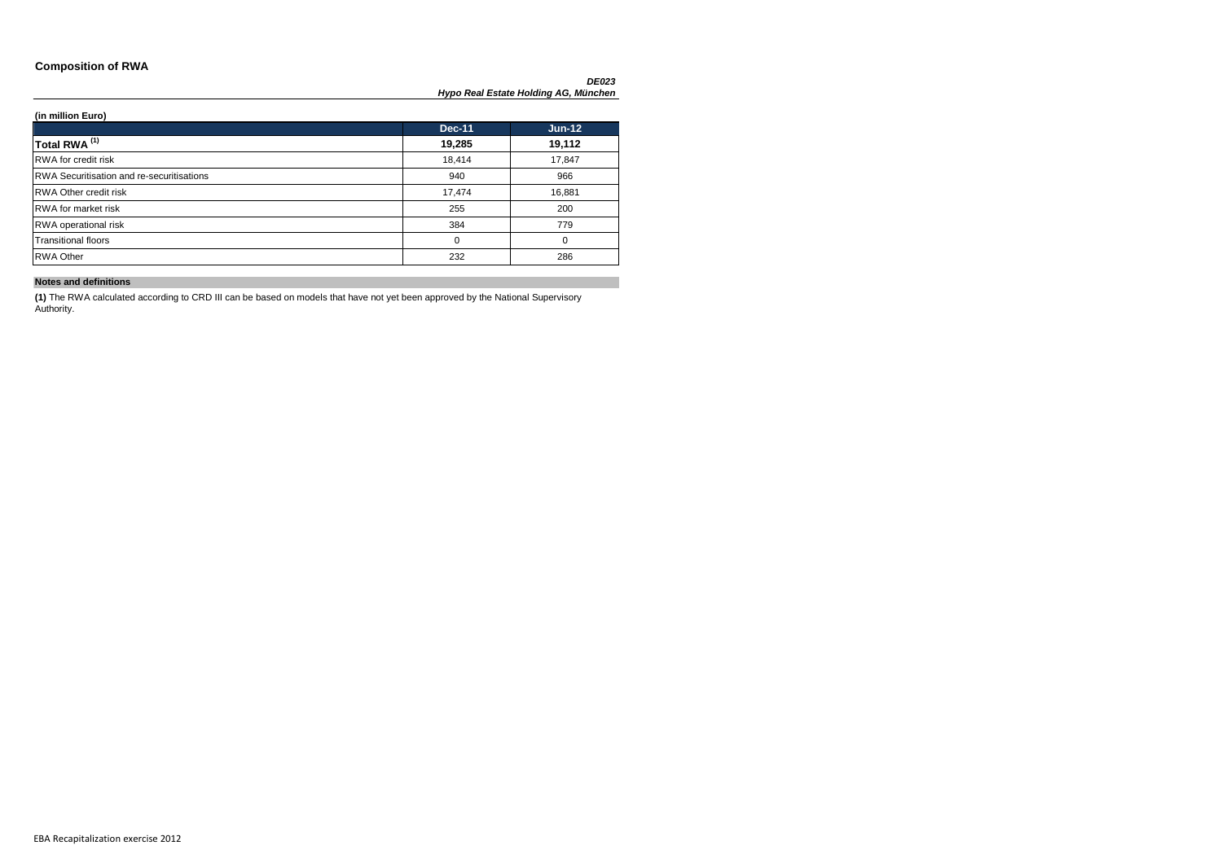## Composition of RWA

***DE023***
***Hypo Real Estate Holding AG, München***

**(in million Euro)**

| | Dec-11 | Jun-12 |
|---|---|---|
| **Total RWA [(1)]** | **19,285** | **19,112** |
| RWA for credit risk | 18,414 | 17,847 |
| RWA Securitisation and re-securitisations | 940 | 966 |
| RWA Other credit risk | 17,474 | 16,881 |
| RWA for market risk | 255 | 200 |
| RWA operational risk | 384 | 779 |
| Transitional floors | 0 | 0 |
| RWA Other | 232 | 286 |

**Notes and definitions**

**(1)** The RWA calculated according to CRD III can be based on models that have not yet been approved by the National Supervisory Authority.

EBA Recapitalization exercise 2012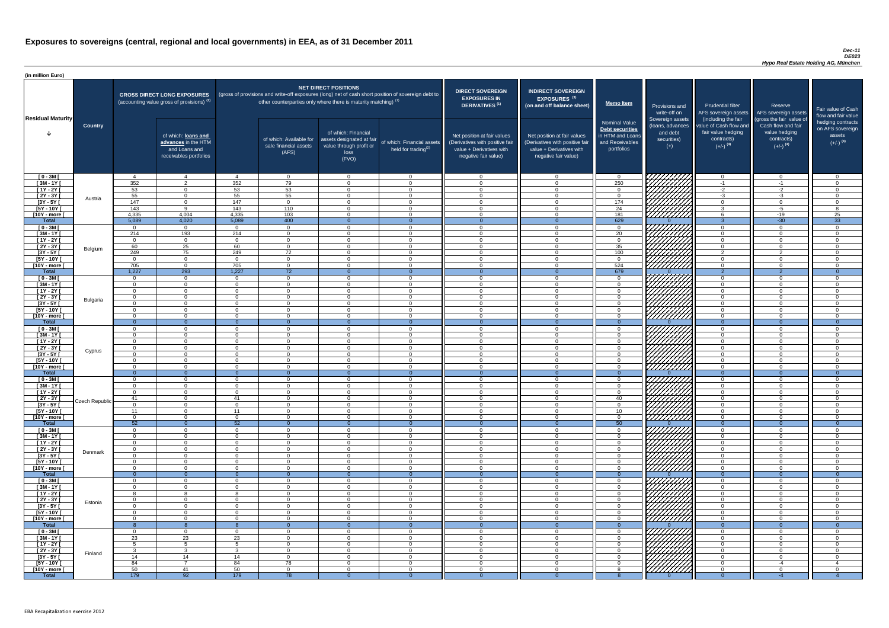# Exposures to sovereigns (central, regional and local governments) in EEA, as of 31 December 2011

*Dec-11*
*DE023*
*Hypo Real Estate Holding AG, München*

(in million Euro)

| Residual Maturity | Country | GROSS DIRECT LONG EXPOSURES (accounting value gross of provisions) (1) | of which: loans and advances in the HTM and Loans and receivables portfolios | NET DIRECT POSITIONS (gross of provisions and write-off exposures (long) net of cash short position of sovereign debt to other counterparties only where there is maturity matching) (1) | of which: Available for sale financial assets (AFS) | of which: Financial assets designated at fair value through profit or loss (FVO) | of which: Financial assets held for trading (2) | DIRECT SOVEREIGN EXPOSURES IN DERIVATIVES (1) Net position at fair values (Derivatives with positive fair value + Derivatives with negative fair value) | INDIRECT SOVEREIGN EXPOSURES (3) (on and off balance sheet) Net position at fair values (Derivatives with positive fair value + Derivatives with negative fair value) | Memo Item: Nominal Value Debt securities in HTM and Loans and Receivables portfolios | Provisions and write-off on Sovereign assets (loans, advances and debt securities) (+) | Prudential filter AFS sovereign assets (including the fair value of Cash flow and fair value hedging contracts) (+/-) (4) | Reserve AFS sovereign assets (gross the fair value of Cash flow and fair value hedging contracts) (+/-) (4) | Fair value of Cash flow and fair value hedging contracts on AFS sovereign assets (+/-) (4) |
|---|---|---|---|---|---|---|---|---|---|---|---|---|---|---|
| [ 0 - 3M [ | Austria | 4 | 4 | 4 | 0 | 0 | 0 | 0 | 0 | 0 | | 0 | 0 | 0 |
| [ 3M - 1Y [ | | 352 | 2 | 352 | 79 | 0 | 0 | 0 | 0 | 250 | | -1 | -1 | 0 |
| [ 1Y - 2Y [ | | 53 | 0 | 53 | 53 | 0 | 0 | 0 | 0 | 0 | | -2 | -2 | 0 |
| [ 2Y - 3Y [ | | 55 | 0 | 55 | 55 | 0 | 0 | 0 | 0 | 0 | | -3 | -3 | 0 |
| [3Y - 5Y [ | | 147 | 0 | 147 | 0 | 0 | 0 | 0 | 0 | 174 | | 0 | 0 | 0 |
| [5Y - 10Y [ | | 143 | 9 | 143 | 110 | 0 | 0 | 0 | 0 | 24 | | 3 | -5 | 8 |
| [10Y - more [ | | 4,335 | 4,004 | 4,335 | 103 | 0 | 0 | 0 | 0 | 181 | | 6 | -19 | 25 |
| **Total** | | 5,089 | 4,020 | 5,089 | 400 | 0 | 0 | 0 | 0 | 629 | 0 | 3 | -30 | 33 |
| [ 0 - 3M [ | Belgium | 0 | 0 | 0 | 0 | 0 | 0 | 0 | 0 | 0 | | 0 | 0 | 0 |
| [ 3M - 1Y [ | | 214 | 193 | 214 | 0 | 0 | 0 | 0 | 0 | 20 | | 0 | 0 | 0 |
| [ 1Y - 2Y [ | | 0 | 0 | 0 | 0 | 0 | 0 | 0 | 0 | 0 | | 0 | 0 | 0 |
| [ 2Y - 3Y [ | | 60 | 25 | 60 | 0 | 0 | 0 | 0 | 0 | 35 | | 0 | 0 | 0 |
| [3Y - 5Y [ | | 249 | 75 | 249 | 72 | 0 | 0 | 0 | 0 | 100 | | 2 | 2 | 0 |
| [5Y - 10Y [ | | 0 | 0 | 0 | 0 | 0 | 0 | 0 | 0 | 0 | | 0 | 0 | 0 |
| [10Y - more [ | | 705 | 0 | 705 | 0 | 0 | 0 | 0 | 0 | 524 | | 0 | 0 | 0 |
| **Total** | | 1,227 | 293 | 1,227 | 72 | 0 | 0 | 0 | 0 | 679 | 0 | 2 | 2 | 0 |
| [ 0 - 3M [ | Bulgaria | 0 | 0 | 0 | 0 | 0 | 0 | 0 | 0 | 0 | | 0 | 0 | 0 |
| [ 3M - 1Y [ | | 0 | 0 | 0 | 0 | 0 | 0 | 0 | 0 | 0 | | 0 | 0 | 0 |
| [ 1Y - 2Y [ | | 0 | 0 | 0 | 0 | 0 | 0 | 0 | 0 | 0 | | 0 | 0 | 0 |
| [ 2Y - 3Y [ | | 0 | 0 | 0 | 0 | 0 | 0 | 0 | 0 | 0 | | 0 | 0 | 0 |
| [3Y - 5Y [ | | 0 | 0 | 0 | 0 | 0 | 0 | 0 | 0 | 0 | | 0 | 0 | 0 |
| [5Y - 10Y [ | | 0 | 0 | 0 | 0 | 0 | 0 | 0 | 0 | 0 | | 0 | 0 | 0 |
| [10Y - more [ | | 0 | 0 | 0 | 0 | 0 | 0 | 0 | 0 | 0 | | 0 | 0 | 0 |
| **Total** | | 0 | 0 | 0 | 0 | 0 | 0 | 0 | 0 | 0 | 0 | 0 | 0 | 0 |
| [ 0 - 3M [ | Cyprus | 0 | 0 | 0 | 0 | 0 | 0 | 0 | 0 | 0 | | 0 | 0 | 0 |
| [ 3M - 1Y [ | | 0 | 0 | 0 | 0 | 0 | 0 | 0 | 0 | 0 | | 0 | 0 | 0 |
| [ 1Y - 2Y [ | | 0 | 0 | 0 | 0 | 0 | 0 | 0 | 0 | 0 | | 0 | 0 | 0 |
| [ 2Y - 3Y [ | | 0 | 0 | 0 | 0 | 0 | 0 | 0 | 0 | 0 | | 0 | 0 | 0 |
| [3Y - 5Y [ | | 0 | 0 | 0 | 0 | 0 | 0 | 0 | 0 | 0 | | 0 | 0 | 0 |
| [5Y - 10Y [ | | 0 | 0 | 0 | 0 | 0 | 0 | 0 | 0 | 0 | | 0 | 0 | 0 |
| [10Y - more [ | | 0 | 0 | 0 | 0 | 0 | 0 | 0 | 0 | 0 | | 0 | 0 | 0 |
| **Total** | | 0 | 0 | 0 | 0 | 0 | 0 | 0 | 0 | 0 | 0 | 0 | 0 | 0 |
| [ 0 - 3M [ | Czech Republic | 0 | 0 | 0 | 0 | 0 | 0 | 0 | 0 | 0 | | 0 | 0 | 0 |
| [ 3M - 1Y [ | | 0 | 0 | 0 | 0 | 0 | 0 | 0 | 0 | 0 | | 0 | 0 | 0 |
| [ 1Y - 2Y [ | | 0 | 0 | 0 | 0 | 0 | 0 | 0 | 0 | 0 | | 0 | 0 | 0 |
| [ 2Y - 3Y [ | | 41 | 0 | 41 | 0 | 0 | 0 | 0 | 0 | 40 | | 0 | 0 | 0 |
| [3Y - 5Y [ | | 0 | 0 | 0 | 0 | 0 | 0 | 0 | 0 | 0 | | 0 | 0 | 0 |
| [5Y - 10Y [ | | 11 | 0 | 11 | 0 | 0 | 0 | 0 | 0 | 10 | | 0 | 0 | 0 |
| [10Y - more [ | | 0 | 0 | 0 | 0 | 0 | 0 | 0 | 0 | 0 | | 0 | 0 | 0 |
| **Total** | | 52 | 0 | 52 | 0 | 0 | 0 | 0 | 0 | 50 | 0 | 0 | 0 | 0 |
| [ 0 - 3M [ | Denmark | 0 | 0 | 0 | 0 | 0 | 0 | 0 | 0 | 0 | | 0 | 0 | 0 |
| [ 3M - 1Y [ | | 0 | 0 | 0 | 0 | 0 | 0 | 0 | 0 | 0 | | 0 | 0 | 0 |
| [ 1Y - 2Y [ | | 0 | 0 | 0 | 0 | 0 | 0 | 0 | 0 | 0 | | 0 | 0 | 0 |
| [ 2Y - 3Y [ | | 0 | 0 | 0 | 0 | 0 | 0 | 0 | 0 | 0 | | 0 | 0 | 0 |
| [3Y - 5Y [ | | 0 | 0 | 0 | 0 | 0 | 0 | 0 | 0 | 0 | | 0 | 0 | 0 |
| [5Y - 10Y [ | | 0 | 0 | 0 | 0 | 0 | 0 | 0 | 0 | 0 | | 0 | 0 | 0 |
| [10Y - more [ | | 0 | 0 | 0 | 0 | 0 | 0 | 0 | 0 | 0 | | 0 | 0 | 0 |
| **Total** | | 0 | 0 | 0 | 0 | 0 | 0 | 0 | 0 | 0 | 0 | 0 | 0 | 0 |
| [ 0 - 3M [ | Estonia | 0 | 0 | 0 | 0 | 0 | 0 | 0 | 0 | 0 | | 0 | 0 | 0 |
| [ 3M - 1Y [ | | 0 | 0 | 0 | 0 | 0 | 0 | 0 | 0 | 0 | | 0 | 0 | 0 |
| [ 1Y - 2Y [ | | 8 | 8 | 8 | 0 | 0 | 0 | 0 | 0 | 0 | | 0 | 0 | 0 |
| [ 2Y - 3Y [ | | 0 | 0 | 0 | 0 | 0 | 0 | 0 | 0 | 0 | | 0 | 0 | 0 |
| [3Y - 5Y [ | | 0 | 0 | 0 | 0 | 0 | 0 | 0 | 0 | 0 | | 0 | 0 | 0 |
| [5Y - 10Y [ | | 0 | 0 | 0 | 0 | 0 | 0 | 0 | 0 | 0 | | 0 | 0 | 0 |
| [10Y - more [ | | 0 | 0 | 0 | 0 | 0 | 0 | 0 | 0 | 0 | | 0 | 0 | 0 |
| **Total** | | 8 | 8 | 8 | 0 | 0 | 0 | 0 | 0 | 0 | 0 | 0 | 0 | 0 |
| [ 0 - 3M [ | Finland | 0 | 0 | 0 | 0 | 0 | 0 | 0 | 0 | 0 | | 0 | 0 | 0 |
| [ 3M - 1Y [ | | 23 | 23 | 23 | 0 | 0 | 0 | 0 | 0 | 0 | | 0 | 0 | 0 |
| [ 1Y - 2Y [ | | 5 | 5 | 5 | 0 | 0 | 0 | 0 | 0 | 0 | | 0 | 0 | 0 |
| [ 2Y - 3Y [ | | 3 | 3 | 3 | 0 | 0 | 0 | 0 | 0 | 0 | | 0 | 0 | 0 |
| [3Y - 5Y [ | | 14 | 14 | 14 | 0 | 0 | 0 | 0 | 0 | 0 | | 0 | 0 | 0 |
| [5Y - 10Y [ | | 84 | 7 | 84 | 78 | 0 | 0 | 0 | 0 | 0 | | 0 | -4 | 4 |
| [10Y - more [ | | 50 | 41 | 50 | 0 | 0 | 0 | 0 | 0 | 8 | | 0 | 0 | 0 |
| **Total** | | 179 | 92 | 179 | 78 | 0 | 0 | 0 | 0 | 8 | 0 | 0 | -4 | 4 |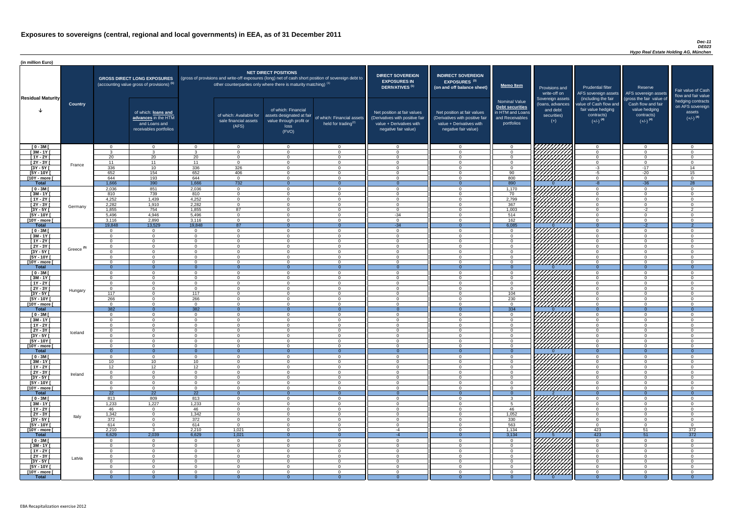# Exposures to sovereigns (central, regional and local governments) in EEA, as of 31 December 2011

*Dec-11*
*DE023*
*Hypo Real Estate Holding AG, München*

(in million Euro)

| Residual Maturity | Country | GROSS DIRECT LONG EXPOSURES (accounting value gross of provisions) (1) | of which: loans and advances in the HTM and Loans and receivables portfolios | NET DIRECT POSITIONS (gross of provisions and write-off exposures (long) net of cash short position of sovereign debt to other counterparties only where there is maturity matching) (1) | of which: Available for sale financial assets (AFS) | of which: Financial assets designated at fair value through profit or loss (FVO) | of which: Financial assets held for trading(2) | DIRECT SOVEREIGN EXPOSURES IN DERIVATIVES (1) Net position at fair values (Derivatives with positive fair value + Derivatives with negative fair value) | INDIRECT SOVEREIGN EXPOSURES (3) (on and off balance sheet) Net position at fair values (Derivatives with positive fair value + Derivatives with negative fair value) | Memo Item: Nominal Value Debt securities in HTM and Loans and Receivables portfolios | Provisions and write-off on Sovereign assets (loans, advances and debt securities) (+) | Prudential filter AFS sovereign assets (including the fair value of Cash flow and fair value hedging contracts) (+/-) (4) | Reserve AFS sovereign assets (gross the fair value of Cash flow and fair value hedging contracts) (+/-) (4) | Fair value of Cash flow and fair value hedging contracts on AFS sovereign assets (+/-) (4) |
|---|---|---|---|---|---|---|---|---|---|---|---|---|---|---|
| [ 0 - 3M [ | France | 0 | 0 | 0 | 0 | 0 | 0 | 0 | 0 | 0 | | 0 | 0 | 0 |
| [ 3M - 1Y [ | | 3 | 3 | 3 | 0 | 0 | 0 | 0 | 0 | 0 | | 0 | 0 | 0 |
| [ 1Y - 2Y [ | | 20 | 20 | 20 | 0 | 0 | 0 | 0 | 0 | 0 | | 0 | 0 | 0 |
| [ 2Y - 3Y [ | | 11 | 11 | 11 | 0 | 0 | 0 | 0 | 0 | 0 | | 0 | 0 | 0 |
| [3Y - 5Y [ | | 336 | 10 | 336 | 326 | 0 | 0 | 0 | 0 | 0 | | -3 | -17 | 14 |
| [5Y - 10Y [ | | 652 | 154 | 652 | 406 | 0 | 0 | 0 | 0 | 90 | | -5 | -20 | 15 |
| [10Y - more [ | | 644 | 193 | 644 | 0 | 0 | 0 | 0 | 0 | 800 | | 0 | 0 | 0 |
| **Total** | | 1,666 | 390 | 1,666 | 732 | 0 | 0 | 0 | 0 | 890 | 0 | -8 | -36 | 28 |
| [ 0 - 3M [ | Germany | 2,036 | 851 | 2,036 | 0 | 0 | 0 | 0 | 0 | 1,170 | | 0 | 0 | 0 |
| [ 3M - 1Y [ | | 810 | 739 | 810 | 0 | 0 | 0 | 0 | 0 | 70 | | 0 | 0 | 0 |
| [ 1Y - 2Y [ | | 4,252 | 1,439 | 4,252 | 0 | 0 | 0 | 0 | 0 | 2,799 | | 0 | 0 | 0 |
| [ 2Y - 3Y [ | | 2,282 | 1,910 | 2,282 | 0 | 0 | 0 | 0 | 0 | 367 | | 0 | 0 | 0 |
| [3Y - 5Y [ | | 1,855 | 754 | 1,855 | 87 | 0 | 0 | 0 | 0 | 1,003 | | 0 | -2 | 2 |
| [5Y - 10Y [ | | 5,496 | 4,946 | 5,496 | 0 | 0 | 0 | -34 | 0 | 514 | | 0 | 0 | 0 |
| [10Y - more [ | | 3,116 | 2,890 | 3,116 | 0 | 0 | 0 | 0 | 0 | 162 | | 0 | 0 | 0 |
| **Total** | | 19,848 | 13,529 | 19,848 | 87 | 0 | 0 | -34 | 0 | 6,085 | 0 | 0 | -2 | 2 |
| [ 0 - 3M [ | Greece (5) | 0 | 0 | 0 | 0 | 0 | 0 | 0 | 0 | 0 | | 0 | 0 | 0 |
| [ 3M - 1Y [ | | 0 | 0 | 0 | 0 | 0 | 0 | 0 | 0 | 0 | | 0 | 0 | 0 |
| [ 1Y - 2Y [ | | 0 | 0 | 0 | 0 | 0 | 0 | 0 | 0 | 0 | | 0 | 0 | 0 |
| [ 2Y - 3Y [ | | 0 | 0 | 0 | 0 | 0 | 0 | 0 | 0 | 0 | | 0 | 0 | 0 |
| [3Y - 5Y [ | | 0 | 0 | 0 | 0 | 0 | 0 | 0 | 0 | 0 | | 0 | 0 | 0 |
| [5Y - 10Y [ | | 0 | 0 | 0 | 0 | 0 | 0 | 0 | 0 | 0 | | 0 | 0 | 0 |
| [10Y - more [ | | 0 | 0 | 0 | 0 | 0 | 0 | 0 | 0 | 0 | | 0 | 0 | 0 |
| **Total** | | 0 | 0 | 0 | 0 | 0 | 0 | 0 | 0 | 0 | 0 | 0 | 0 | 0 |
| [ 0 - 3M [ | Hungary | 0 | 0 | 0 | 0 | 0 | 0 | 0 | 0 | 0 | | 0 | 0 | 0 |
| [ 3M - 1Y [ | | 0 | 0 | 0 | 0 | 0 | 0 | 0 | 0 | 0 | | 0 | 0 | 0 |
| [ 1Y - 2Y [ | | 0 | 0 | 0 | 0 | 0 | 0 | 0 | 0 | 0 | | 0 | 0 | 0 |
| [ 2Y - 3Y [ | | 0 | 0 | 0 | 0 | 0 | 0 | 0 | 0 | 0 | | 0 | 0 | 0 |
| [3Y - 5Y [ | | 117 | 0 | 117 | 0 | 0 | 0 | 0 | 0 | 104 | | 0 | 0 | 0 |
| [5Y - 10Y [ | | 266 | 0 | 266 | 0 | 0 | 0 | 0 | 0 | 230 | | 0 | 0 | 0 |
| [10Y - more [ | | 0 | 0 | 0 | 0 | 0 | 0 | 0 | 0 | 0 | | 0 | 0 | 0 |
| **Total** | | 382 | 0 | 382 | 0 | 0 | 0 | 0 | 0 | 334 | 0 | 0 | 0 | 0 |
| [ 0 - 3M [ | Iceland | 0 | 0 | 0 | 0 | 0 | 0 | 0 | 0 | 0 | | 0 | 0 | 0 |
| [ 3M - 1Y [ | | 0 | 0 | 0 | 0 | 0 | 0 | 0 | 0 | 0 | | 0 | 0 | 0 |
| [ 1Y - 2Y [ | | 0 | 0 | 0 | 0 | 0 | 0 | 0 | 0 | 0 | | 0 | 0 | 0 |
| [ 2Y - 3Y [ | | 0 | 0 | 0 | 0 | 0 | 0 | 0 | 0 | 0 | | 0 | 0 | 0 |
| [3Y - 5Y [ | | 0 | 0 | 0 | 0 | 0 | 0 | 0 | 0 | 0 | | 0 | 0 | 0 |
| [5Y - 10Y [ | | 0 | 0 | 0 | 0 | 0 | 0 | 0 | 0 | 0 | | 0 | 0 | 0 |
| [10Y - more [ | | 0 | 0 | 0 | 0 | 0 | 0 | 0 | 0 | 0 | | 0 | 0 | 0 |
| **Total** | | 0 | 0 | 0 | 0 | 0 | 0 | 0 | 0 | 0 | 0 | 0 | 0 | 0 |
| [ 0 - 3M [ | Ireland | 0 | 0 | 0 | 0 | 0 | 0 | 0 | 0 | 0 | | 0 | 0 | 0 |
| [ 3M - 1Y [ | | 10 | 10 | 10 | 0 | 0 | 0 | 0 | 0 | 0 | | 0 | 0 | 0 |
| [ 1Y - 2Y [ | | 12 | 12 | 12 | 0 | 0 | 0 | 0 | 0 | 0 | | 0 | 0 | 0 |
| [ 2Y - 3Y [ | | 0 | 0 | 0 | 0 | 0 | 0 | 0 | 0 | 0 | | 0 | 0 | 0 |
| [3Y - 5Y [ | | 0 | 0 | 0 | 0 | 0 | 0 | 0 | 0 | 0 | | 0 | 0 | 0 |
| [5Y - 10Y [ | | 0 | 0 | 0 | 0 | 0 | 0 | 0 | 0 | 0 | | 0 | 0 | 0 |
| [10Y - more [ | | 0 | 0 | 0 | 0 | 0 | 0 | 0 | 0 | 0 | | 0 | 0 | 0 |
| **Total** | | 22 | 22 | 22 | 0 | 0 | 0 | 0 | 0 | 0 | 2 | 0 | 0 | 0 |
| [ 0 - 3M [ | Italy | 813 | 809 | 813 | 0 | 0 | 0 | 0 | 0 | 3 | | 0 | 0 | 0 |
| [ 3M - 1Y [ | | 1,233 | 1,227 | 1,233 | 0 | 0 | 0 | 0 | 0 | 5 | | 0 | 0 | 0 |
| [ 1Y - 2Y [ | | 46 | 0 | 46 | 0 | 0 | 0 | 0 | 0 | 46 | | 0 | 0 | 0 |
| [ 2Y - 3Y [ | | 1,342 | 0 | 1,342 | 0 | 0 | 0 | 0 | 0 | 1,052 | | 0 | 0 | 0 |
| [3Y - 5Y [ | | 372 | 0 | 372 | 0 | 0 | 0 | 0 | 0 | 330 | | 0 | 0 | 0 |
| [5Y - 10Y [ | | 614 | 0 | 614 | 0 | 0 | 0 | 0 | 0 | 563 | | 0 | 0 | 0 |
| [10Y - more [ | | 2,210 | 3 | 2,210 | 1,021 | 0 | 0 | -4 | 0 | 1,134 | | 423 | 51 | 372 |
| **Total** | | 6,629 | 2,039 | 6,629 | 1,021 | 0 | 0 | -4 | 0 | 3,134 | 5 | 423 | 51 | 372 |
| [ 0 - 3M [ | Latvia | 0 | 0 | 0 | 0 | 0 | 0 | 0 | 0 | 0 | | 0 | 0 | 0 |
| [ 3M - 1Y [ | | 0 | 0 | 0 | 0 | 0 | 0 | 0 | 0 | 0 | | 0 | 0 | 0 |
| [ 1Y - 2Y [ | | 0 | 0 | 0 | 0 | 0 | 0 | 0 | 0 | 0 | | 0 | 0 | 0 |
| [ 2Y - 3Y [ | | 0 | 0 | 0 | 0 | 0 | 0 | 0 | 0 | 0 | | 0 | 0 | 0 |
| [3Y - 5Y [ | | 0 | 0 | 0 | 0 | 0 | 0 | 0 | 0 | 0 | | 0 | 0 | 0 |
| [5Y - 10Y [ | | 0 | 0 | 0 | 0 | 0 | 0 | 0 | 0 | 0 | | 0 | 0 | 0 |
| [10Y - more [ | | 0 | 0 | 0 | 0 | 0 | 0 | 0 | 0 | 0 | | 0 | 0 | 0 |
| **Total** | | 0 | 0 | 0 | 0 | 0 | 0 | 0 | 0 | 0 | 0 | 0 | 0 | 0 |

EBA Recapitalization exercise 2012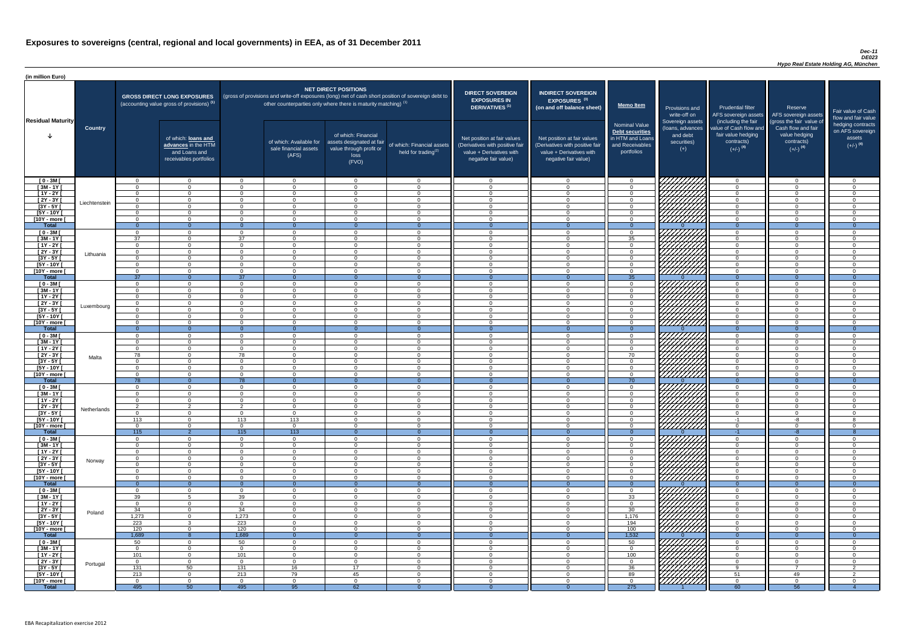# Exposures to sovereigns (central, regional and local governments) in EEA, as of 31 December 2011

*Dec-11*
*DE023*
*Hypo Real Estate Holding AG, München*

(in million Euro)

| Residual Maturity | Country | GROSS DIRECT LONG EXPOSURES (accounting value gross of provisions) (1) | of which: loans and advances in the HTM and Loans and receivables portfolios | NET DIRECT POSITIONS (gross of provisions and write-off exposures (long) net of cash short position of sovereign debt to other counterparties only where there is maturity matching) (1) | of which: Available for sale financial assets (AFS) | of which: Financial assets designated at fair value through profit or loss (FVO) | of which: Financial assets held for trading(2) | DIRECT SOVEREIGN EXPOSURES IN DERIVATIVES (1) Net position at fair values (Derivatives with positive fair value + Derivatives with negative fair value) | INDIRECT SOVEREIGN EXPOSURES (3) (on and off balance sheet) Net position at fair values (Derivatives with positive fair value + Derivatives with negative fair value) | Memo Item: Nominal Value Debt securities in HTM and Loans and Receivables portfolios | Provisions and write-off on Sovereign assets (loans, advances and debt securities) (+) | Prudential filter AFS sovereign assets (including the fair value of Cash flow and fair value hedging contracts) (+/-) (4) | Reserve AFS sovereign assets (gross the fair value of Cash flow and fair value hedging contracts) (+/-) (4) | Fair value of Cash flow and fair value hedging contracts on AFS sovereign assets (+/-) (4) |
|---|---|---|---|---|---|---|---|---|---|---|---|---|---|---|
| [ 0 - 3M [ | Liechtenstein | 0 | 0 | 0 | 0 | 0 | 0 | 0 | 0 | 0 | | 0 | 0 | 0 |
| [ 3M - 1Y [ | | 0 | 0 | 0 | 0 | 0 | 0 | 0 | 0 | 0 | | 0 | 0 | 0 |
| [ 1Y - 2Y [ | | 0 | 0 | 0 | 0 | 0 | 0 | 0 | 0 | 0 | | 0 | 0 | 0 |
| [ 2Y - 3Y [ | | 0 | 0 | 0 | 0 | 0 | 0 | 0 | 0 | 0 | | 0 | 0 | 0 |
| [3Y - 5Y [ | | 0 | 0 | 0 | 0 | 0 | 0 | 0 | 0 | 0 | | 0 | 0 | 0 |
| [5Y - 10Y [ | | 0 | 0 | 0 | 0 | 0 | 0 | 0 | 0 | 0 | | 0 | 0 | 0 |
| [10Y - more [ | | 0 | 0 | 0 | 0 | 0 | 0 | 0 | 0 | 0 | | 0 | 0 | 0 |
| **Total** | | 0 | 0 | 0 | 0 | 0 | 0 | 0 | 0 | 0 | 0 | 0 | 0 | 0 |
| [ 0 - 3M [ | Lithuania | 0 | 0 | 0 | 0 | 0 | 0 | 0 | 0 | 0 | | 0 | 0 | 0 |
| [ 3M - 1Y [ | | 37 | 0 | 37 | 0 | 0 | 0 | 0 | 0 | 35 | | 0 | 0 | 0 |
| [ 1Y - 2Y [ | | 0 | 0 | 0 | 0 | 0 | 0 | 0 | 0 | 0 | | 0 | 0 | 0 |
| [ 2Y - 3Y [ | | 0 | 0 | 0 | 0 | 0 | 0 | 0 | 0 | 0 | | 0 | 0 | 0 |
| [3Y - 5Y [ | | 0 | 0 | 0 | 0 | 0 | 0 | 0 | 0 | 0 | | 0 | 0 | 0 |
| [5Y - 10Y [ | | 0 | 0 | 0 | 0 | 0 | 0 | 0 | 0 | 0 | | 0 | 0 | 0 |
| [10Y - more [ | | 0 | 0 | 0 | 0 | 0 | 0 | 0 | 0 | 0 | | 0 | 0 | 0 |
| **Total** | | 37 | 0 | 37 | 0 | 0 | 0 | 0 | 0 | 35 | 0 | 0 | 0 | 0 |
| [ 0 - 3M [ | Luxembourg | 0 | 0 | 0 | 0 | 0 | 0 | 0 | 0 | 0 | | 0 | 0 | 0 |
| [ 3M - 1Y [ | | 0 | 0 | 0 | 0 | 0 | 0 | 0 | 0 | 0 | | 0 | 0 | 0 |
| [ 1Y - 2Y [ | | 0 | 0 | 0 | 0 | 0 | 0 | 0 | 0 | 0 | | 0 | 0 | 0 |
| [ 2Y - 3Y [ | | 0 | 0 | 0 | 0 | 0 | 0 | 0 | 0 | 0 | | 0 | 0 | 0 |
| [3Y - 5Y [ | | 0 | 0 | 0 | 0 | 0 | 0 | 0 | 0 | 0 | | 0 | 0 | 0 |
| [5Y - 10Y [ | | 0 | 0 | 0 | 0 | 0 | 0 | 0 | 0 | 0 | | 0 | 0 | 0 |
| [10Y - more [ | | 0 | 0 | 0 | 0 | 0 | 0 | 0 | 0 | 0 | | 0 | 0 | 0 |
| **Total** | | 0 | 0 | 0 | 0 | 0 | 0 | 0 | 0 | 0 | 0 | 0 | 0 | 0 |
| [ 0 - 3M [ | Malta | 0 | 0 | 0 | 0 | 0 | 0 | 0 | 0 | 0 | | 0 | 0 | 0 |
| [ 3M - 1Y [ | | 0 | 0 | 0 | 0 | 0 | 0 | 0 | 0 | 0 | | 0 | 0 | 0 |
| [ 1Y - 2Y [ | | 0 | 0 | 0 | 0 | 0 | 0 | 0 | 0 | 0 | | 0 | 0 | 0 |
| [ 2Y - 3Y [ | | 78 | 0 | 78 | 0 | 0 | 0 | 0 | 0 | 70 | | 0 | 0 | 0 |
| [3Y - 5Y [ | | 0 | 0 | 0 | 0 | 0 | 0 | 0 | 0 | 0 | | 0 | 0 | 0 |
| [5Y - 10Y [ | | 0 | 0 | 0 | 0 | 0 | 0 | 0 | 0 | 0 | | 0 | 0 | 0 |
| [10Y - more [ | | 0 | 0 | 0 | 0 | 0 | 0 | 0 | 0 | 0 | | 0 | 0 | 0 |
| **Total** | | 78 | 0 | 78 | 0 | 0 | 0 | 0 | 0 | 70 | 0 | 0 | 0 | 0 |
| [ 0 - 3M [ | Netherlands | 0 | 0 | 0 | 0 | 0 | 0 | 0 | 0 | 0 | | 0 | 0 | 0 |
| [ 3M - 1Y [ | | 0 | 0 | 0 | 0 | 0 | 0 | 0 | 0 | 0 | | 0 | 0 | 0 |
| [ 1Y - 2Y [ | | 0 | 0 | 0 | 0 | 0 | 0 | 0 | 0 | 0 | | 0 | 0 | 0 |
| [ 2Y - 3Y [ | | 2 | 2 | 2 | 0 | 0 | 0 | 0 | 0 | 0 | | 0 | 0 | 0 |
| [3Y - 5Y [ | | 0 | 0 | 0 | 0 | 0 | 0 | 0 | 0 | 0 | | 0 | 0 | 0 |
| [5Y - 10Y [ | | 113 | 0 | 113 | 113 | 0 | 0 | 0 | 0 | 0 | | -1 | -8 | 8 |
| [10Y - more [ | | 0 | 0 | 0 | 0 | 0 | 0 | 0 | 0 | 0 | | 0 | 0 | 0 |
| **Total** | | 115 | 2 | 115 | 113 | 0 | 0 | 0 | 0 | 0 | 0 | -1 | -8 | 8 |
| [ 0 - 3M [ | Norway | 0 | 0 | 0 | 0 | 0 | 0 | 0 | 0 | 0 | | 0 | 0 | 0 |
| [ 3M - 1Y [ | | 0 | 0 | 0 | 0 | 0 | 0 | 0 | 0 | 0 | | 0 | 0 | 0 |
| [ 1Y - 2Y [ | | 0 | 0 | 0 | 0 | 0 | 0 | 0 | 0 | 0 | | 0 | 0 | 0 |
| [ 2Y - 3Y [ | | 0 | 0 | 0 | 0 | 0 | 0 | 0 | 0 | 0 | | 0 | 0 | 0 |
| [3Y - 5Y [ | | 0 | 0 | 0 | 0 | 0 | 0 | 0 | 0 | 0 | | 0 | 0 | 0 |
| [5Y - 10Y [ | | 0 | 0 | 0 | 0 | 0 | 0 | 0 | 0 | 0 | | 0 | 0 | 0 |
| [10Y - more [ | | 0 | 0 | 0 | 0 | 0 | 0 | 0 | 0 | 0 | | 0 | 0 | 0 |
| **Total** | | 0 | 0 | 0 | 0 | 0 | 0 | 0 | 0 | 0 | 0 | 0 | 0 | 0 |
| [ 0 - 3M [ | Poland | 0 | 0 | 0 | 0 | 0 | 0 | 0 | 0 | 0 | | 0 | 0 | 0 |
| [ 3M - 1Y [ | | 39 | 5 | 39 | 0 | 0 | 0 | 0 | 0 | 33 | | 0 | 0 | 0 |
| [ 1Y - 2Y [ | | 0 | 0 | 0 | 0 | 0 | 0 | 0 | 0 | 0 | | 0 | 0 | 0 |
| [ 2Y - 3Y [ | | 34 | 0 | 34 | 0 | 0 | 0 | 0 | 0 | 30 | | 0 | 0 | 0 |
| [3Y - 5Y [ | | 1,273 | 0 | 1,273 | 0 | 0 | 0 | 0 | 0 | 1,176 | | 0 | 0 | 0 |
| [5Y - 10Y [ | | 223 | 3 | 223 | 0 | 0 | 0 | 0 | 0 | 194 | | 0 | 0 | 0 |
| [10Y - more [ | | 120 | 0 | 120 | 0 | 0 | 0 | 0 | 0 | 100 | | 0 | 0 | 0 |
| **Total** | | 1,689 | 8 | 1,689 | 0 | 0 | 0 | 0 | 0 | 1,532 | 0 | 0 | 0 | 0 |
| [ 0 - 3M [ | Portugal | 50 | 0 | 50 | 0 | 0 | 0 | 0 | 0 | 50 | | 0 | 0 | 0 |
| [ 3M - 1Y [ | | 0 | 0 | 0 | 0 | 0 | 0 | 0 | 0 | 0 | | 0 | 0 | 0 |
| [ 1Y - 2Y [ | | 101 | 0 | 101 | 0 | 0 | 0 | 0 | 0 | 100 | | 0 | 0 | 0 |
| [ 2Y - 3Y [ | | 0 | 0 | 0 | 0 | 0 | 0 | 0 | 0 | 0 | | 0 | 0 | 0 |
| [3Y - 5Y [ | | 131 | 50 | 131 | 16 | 17 | 0 | 0 | 0 | 36 | | 9 | 7 | 2 |
| [5Y - 10Y [ | | 213 | 0 | 213 | 79 | 45 | 0 | 0 | 0 | 89 | | 51 | 49 | 2 |
| [10Y - more [ | | 0 | 0 | 0 | 0 | 0 | 0 | 0 | 0 | 0 | | 0 | 0 | 0 |
| **Total** | | 495 | 50 | 495 | 95 | 62 | 0 | 0 | 0 | 275 | 1 | 60 | 56 | 4 |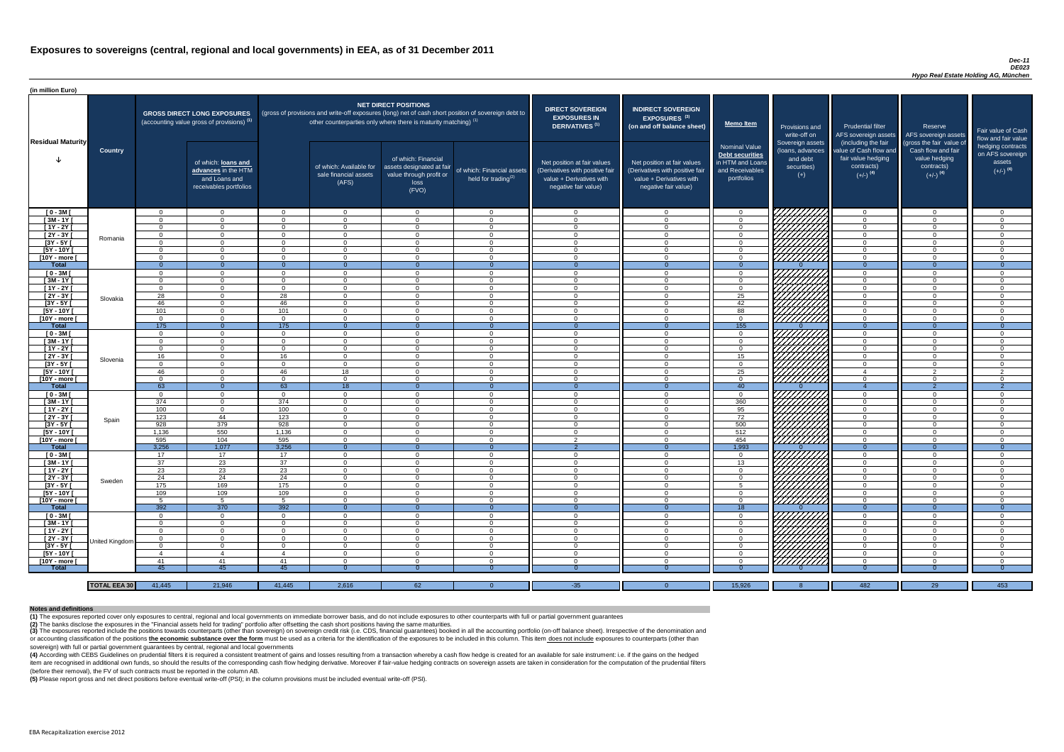# Exposures to sovereigns (central, regional and local governments) in EEA, as of 31 December 2011

*Dec-11*
*DE023*
*Hypo Real Estate Holding AG, München*

(in million Euro)

| Residual Maturity | Country | GROSS DIRECT LONG EXPOSURES (accounting value gross of provisions) (1) | of which: loans and advances in the HTM and Loans and receivables portfolios | NET DIRECT POSITIONS (gross of provisions and write-off exposures (long) net of cash short position of sovereign debt to other counterparties only where there is maturity matching) (1) | of which: Available for sale financial assets (AFS) | of which: Financial assets designated at fair value through profit or loss (FVO) | of which: Financial assets held for trading(2) | DIRECT SOVEREIGN EXPOSURES IN DERIVATIVES (1) Net position at fair values (Derivatives with positive fair value + Derivatives with negative fair value) | INDIRECT SOVEREIGN EXPOSURES (3) (on and off balance sheet) Net position at fair values (Derivatives with positive fair value + Derivatives with negative fair value) | Memo Item Nominal Value Debt securities in HTM and Loans and Receivables portfolios | Provisions and write-off on Sovereign assets (loans, advances and debt securities) (+) | Prudential filter AFS sovereign assets (including the fair value of Cash flow and fair value hedging contracts) (+/-) (4) | Reserve AFS sovereign assets (gross the fair value of Cash flow and fair value hedging contracts) (+/-) (4) | Fair value of Cash flow and fair value hedging contracts on AFS sovereign assets (+/-) (4) |
|---|---|---|---|---|---|---|---|---|---|---|---|---|---|---|
| [ 0 - 3M [ | Romania | 0 | 0 | 0 | 0 | 0 | 0 | 0 | 0 | 0 | | 0 | 0 | 0 |
| [ 3M - 1Y [ | | 0 | 0 | 0 | 0 | 0 | 0 | 0 | 0 | 0 | | 0 | 0 | 0 |
| [ 1Y - 2Y [ | | 0 | 0 | 0 | 0 | 0 | 0 | 0 | 0 | 0 | | 0 | 0 | 0 |
| [ 2Y - 3Y [ | | 0 | 0 | 0 | 0 | 0 | 0 | 0 | 0 | 0 | | 0 | 0 | 0 |
| [3Y - 5Y [ | | 0 | 0 | 0 | 0 | 0 | 0 | 0 | 0 | 0 | | 0 | 0 | 0 |
| [5Y - 10Y [ | | 0 | 0 | 0 | 0 | 0 | 0 | 0 | 0 | 0 | | 0 | 0 | 0 |
| [10Y - more [ | | 0 | 0 | 0 | 0 | 0 | 0 | 0 | 0 | 0 | | 0 | 0 | 0 |
| **Total** | | 0 | 0 | 0 | 0 | 0 | 0 | 0 | 0 | 0 | 0 | 0 | 0 | 0 |
| [ 0 - 3M [ | Slovakia | 0 | 0 | 0 | 0 | 0 | 0 | 0 | 0 | 0 | | 0 | 0 | 0 |
| [ 3M - 1Y [ | | 0 | 0 | 0 | 0 | 0 | 0 | 0 | 0 | 0 | | 0 | 0 | 0 |
| [ 1Y - 2Y [ | | 0 | 0 | 0 | 0 | 0 | 0 | 0 | 0 | 0 | | 0 | 0 | 0 |
| [ 2Y - 3Y [ | | 28 | 0 | 28 | 0 | 0 | 0 | 0 | 0 | 25 | | 0 | 0 | 0 |
| [3Y - 5Y [ | | 46 | 0 | 46 | 0 | 0 | 0 | 0 | 0 | 42 | | 0 | 0 | 0 |
| [5Y - 10Y [ | | 101 | 0 | 101 | 0 | 0 | 0 | 0 | 0 | 88 | | 0 | 0 | 0 |
| [10Y - more [ | | 0 | 0 | 0 | 0 | 0 | 0 | 0 | 0 | 0 | | 0 | 0 | 0 |
| **Total** | | 175 | 0 | 175 | 0 | 0 | 0 | 0 | 0 | 155 | 0 | 0 | 0 | 0 |
| [ 0 - 3M [ | Slovenia | 0 | 0 | 0 | 0 | 0 | 0 | 0 | 0 | 0 | | 0 | 0 | 0 |
| [ 3M - 1Y [ | | 0 | 0 | 0 | 0 | 0 | 0 | 0 | 0 | 0 | | 0 | 0 | 0 |
| [ 1Y - 2Y [ | | 0 | 0 | 0 | 0 | 0 | 0 | 0 | 0 | 0 | | 0 | 0 | 0 |
| [ 2Y - 3Y [ | | 16 | 0 | 16 | 0 | 0 | 0 | 0 | 0 | 15 | | 0 | 0 | 0 |
| [3Y - 5Y [ | | 0 | 0 | 0 | 0 | 0 | 0 | 0 | 0 | 0 | | 0 | 0 | 0 |
| [5Y - 10Y [ | | 46 | 0 | 46 | 18 | 0 | 0 | 0 | 0 | 25 | | 4 | 2 | 2 |
| [10Y - more [ | | 0 | 0 | 0 | 0 | 0 | 0 | 0 | 0 | 0 | | 0 | 0 | 0 |
| **Total** | | 63 | 0 | 63 | 18 | 0 | 0 | 0 | 0 | 40 | 0 | 4 | 2 | 2 |
| [ 0 - 3M [ | Spain | 0 | 0 | 0 | 0 | 0 | 0 | 0 | 0 | 0 | | 0 | 0 | 0 |
| [ 3M - 1Y [ | | 374 | 0 | 374 | 0 | 0 | 0 | 0 | 0 | 360 | | 0 | 0 | 0 |
| [ 1Y - 2Y [ | | 100 | 0 | 100 | 0 | 0 | 0 | 0 | 0 | 95 | | 0 | 0 | 0 |
| [ 2Y - 3Y [ | | 123 | 44 | 123 | 0 | 0 | 0 | 0 | 0 | 72 | | 0 | 0 | 0 |
| [3Y - 5Y [ | | 928 | 379 | 928 | 0 | 0 | 0 | 0 | 0 | 500 | | 0 | 0 | 0 |
| [5Y - 10Y [ | | 1,136 | 550 | 1,136 | 0 | 0 | 0 | 0 | 0 | 512 | | 0 | 0 | 0 |
| [10Y - more [ | | 595 | 104 | 595 | 0 | 0 | 0 | 2 | 0 | 454 | | 0 | 0 | 0 |
| **Total** | | 3,256 | 1,077 | 3,256 | 0 | 0 | 0 | 2 | 0 | 1,993 | 0 | 0 | 0 | 0 |
| [ 0 - 3M [ | Sweden | 17 | 17 | 17 | 0 | 0 | 0 | 0 | 0 | 0 | | 0 | 0 | 0 |
| [ 3M - 1Y [ | | 37 | 23 | 37 | 0 | 0 | 0 | 0 | 0 | 13 | | 0 | 0 | 0 |
| [ 1Y - 2Y [ | | 23 | 23 | 23 | 0 | 0 | 0 | 0 | 0 | 0 | | 0 | 0 | 0 |
| [ 2Y - 3Y [ | | 24 | 24 | 24 | 0 | 0 | 0 | 0 | 0 | 0 | | 0 | 0 | 0 |
| [3Y - 5Y [ | | 175 | 169 | 175 | 0 | 0 | 0 | 0 | 0 | 5 | | 0 | 0 | 0 |
| [5Y - 10Y [ | | 109 | 109 | 109 | 0 | 0 | 0 | 0 | 0 | 0 | | 0 | 0 | 0 |
| [10Y - more [ | | 5 | 5 | 5 | 0 | 0 | 0 | 0 | 0 | 0 | | 0 | 0 | 0 |
| **Total** | | 392 | 370 | 392 | 0 | 0 | 0 | 0 | 0 | 18 | 0 | 0 | 0 | 0 |
| [ 0 - 3M [ | United Kingdom | 0 | 0 | 0 | 0 | 0 | 0 | 0 | 0 | 0 | | 0 | 0 | 0 |
| [ 3M - 1Y [ | | 0 | 0 | 0 | 0 | 0 | 0 | 0 | 0 | 0 | | 0 | 0 | 0 |
| [ 1Y - 2Y [ | | 0 | 0 | 0 | 0 | 0 | 0 | 0 | 0 | 0 | | 0 | 0 | 0 |
| [ 2Y - 3Y [ | | 0 | 0 | 0 | 0 | 0 | 0 | 0 | 0 | 0 | | 0 | 0 | 0 |
| [3Y - 5Y [ | | 0 | 0 | 0 | 0 | 0 | 0 | 0 | 0 | 0 | | 0 | 0 | 0 |
| [5Y - 10Y [ | | 4 | 4 | 4 | 0 | 0 | 0 | 0 | 0 | 0 | | 0 | 0 | 0 |
| [10Y - more [ | | 41 | 41 | 41 | 0 | 0 | 0 | 0 | 0 | 0 | | 0 | 0 | 0 |
| **Total** | | 45 | 45 | 45 | 0 | 0 | 0 | 0 | 0 | 0 | 0 | 0 | 0 | 0 |
| **TOTAL EEA 30** | | 41,445 | 21,946 | 41,445 | 2,616 | 62 | 0 | -35 | 0 | 15,926 | 8 | 482 | 29 | 453 |

**Notes and definitions**

**(1)** The exposures reported cover only exposures to central, regional and local governments on immediate borrower basis, and do not include exposures to other counterparts with full or partial government guarantees

**(2)** The banks disclose the exposures in the "Financial assets held for trading" portfolio after offsetting the cash short positions having the same maturities.

**(3)** The exposures reported include the positions towards counterparts (other than sovereign) on sovereign credit risk (i.e. CDS, financial guarantees) booked in all the accounting portfolio (on-off balance sheet). Irrespective of the denomination and or accounting classification of the positions **the economic substance over the form** must be used as a criteria for the identification of the exposures to be included in this column. This item does not include exposures to counterparts (other than sovereign) with full or partial government guarantees by central, regional and local governments

**(4)** According with CEBS Guidelines on prudential filters it is required a consistent treatment of gains and losses resulting from a transaction whereby a cash flow hedge is created for an available for sale instrument: i.e. if the gains on the hedged item are recognised in additional own funds, so should the results of the corresponding cash flow hedging derivative. Moreover if fair-value hedging contracts on sovereign assets are taken in consideration for the computation of the prudential filters (before their removal), the FV of such contracts must be reported in the column AB.

**(5)** Please report gross and net direct positions before eventual write-off (PSI); in the column provisions must be included eventual write-off (PSI).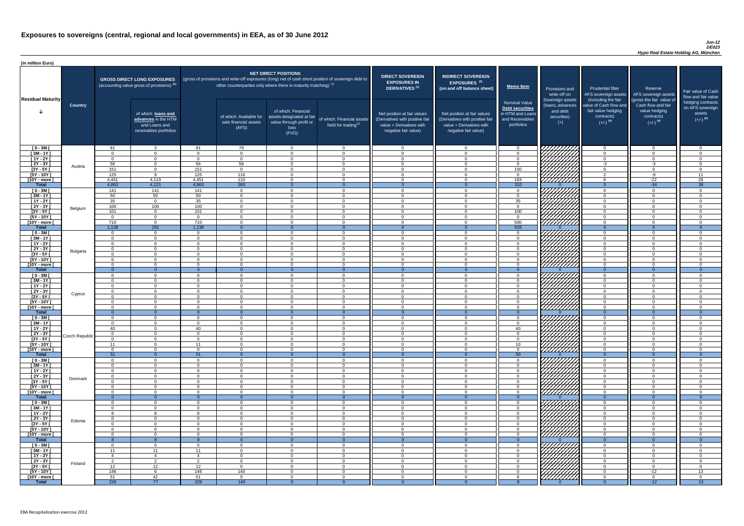# Exposures to sovereigns (central, regional and local governments) in EEA, as of 30 June 2012

*Jun-12*
*DE023*
*Hypo Real Estate Holding AG, München*

(in million Euro)

| Residual Maturity | Country | GROSS DIRECT LONG EXPOSURES (accounting value gross of provisions) (1) | of which: loans and advances in the HTM and Loans and receivables portfolios | NET DIRECT POSITIONS (gross of provisions and write-off exposures (long) net of cash short position of sovereign debt to other counterparties only where there is maturity matching) (1) | of which: Available for sale financial assets (AFS) | of which: Financial assets designated at fair value through profit or loss (FVO) | of which: Financial assets held for trading (2) | DIRECT SOVEREIGN EXPOSURES IN DERIVATIVES (1) Net position at fair values (Derivatives with positive fair value + Derivatives with negative fair value) | INDIRECT SOVEREIGN EXPOSURES (3) (on and off balance sheet) Net position at fair values (Derivatives with positive fair value + Derivatives with negative fair value) | Memo Item: Nominal Value Debt securities in HTM and Loans and Receivables portfolios | Provisions and write-off on Sovereign assets (loans, advances and debt securities) (+) | Prudential filter AFS sovereign assets (including the fair value of Cash flow and fair value hedging contracts) (+/-) (4) | Reserve AFS sovereign assets (gross the fair value of Cash flow and fair value hedging contracts) (+/-) (4) | Fair value of Cash flow and fair value hedging contracts on AFS sovereign assets (+/-) (4) |
|---|---|---|---|---|---|---|---|---|---|---|---|---|---|---|
| [ 0 - 3M [ | Austria | 81 | 3 | 81 | 79 | 0 | 0 | 0 | 0 | 0 | | 0 | 0 | 0 |
| [ 3M - 1Y [ | | 0 | 0 | 0 | 0 | 0 | 0 | 0 | 0 | 0 | | 0 | 0 | 0 |
| [ 1Y - 2Y [ | | 0 | 0 | 0 | 0 | 0 | 0 | 0 | 0 | 0 | | 0 | 0 | 0 |
| [ 2Y - 3Y [ | | 56 | 0 | 56 | 56 | 0 | 0 | 0 | 0 | 0 | | -3 | -3 | 0 |
| [3Y - 5Y [ | | 151 | 0 | 151 | 0 | 0 | 0 | 0 | 0 | 150 | | 0 | 0 | 0 |
| [5Y - 10Y [ | | 125 | 9 | 125 | 116 | 0 | 0 | 0 | 0 | 0 | | 2 | -9 | 11 |
| [10Y - more [ | | 4,451 | 4,110 | 4,451 | 110 | 0 | 0 | 0 | 0 | 183 | | 6 | -22 | 28 |
| **Total** | | 4,863 | 4,121 | 4,863 | 360 | 0 | 0 | 0 | 0 | 332 | 0 | 5 | -34 | 38 |
| [ 0 - 3M [ | Belgium | 141 | 141 | 141 | 0 | 0 | 0 | 0 | 0 | 0 | | 0 | 0 | 0 |
| [ 3M - 1Y [ | | 50 | 50 | 50 | 0 | 0 | 0 | 0 | 0 | 0 | | 0 | 0 | 0 |
| [ 1Y - 2Y [ | | 35 | 0 | 35 | 0 | 0 | 0 | 0 | 0 | 35 | | 0 | 0 | 0 |
| [ 2Y - 3Y [ | | 100 | 100 | 100 | 0 | 0 | 0 | 0 | 0 | 0 | | 0 | 0 | 0 |
| [3Y - 5Y [ | | 101 | 0 | 101 | 0 | 0 | 0 | 0 | 0 | 100 | | 0 | 0 | 0 |
| [5Y - 10Y [ | | 0 | 0 | 0 | 0 | 0 | 0 | 0 | 0 | 0 | | 0 | 0 | 0 |
| [10Y - more [ | | 710 | 0 | 710 | 0 | 0 | 0 | 0 | 0 | 500 | | 0 | 0 | 0 |
| **Total** | | 1,138 | 291 | 1,138 | 0 | 0 | 0 | 0 | 0 | 635 | 0 | 0 | 0 | 0 |
| [ 0 - 3M [ | Bulgaria | 0 | 0 | 0 | 0 | 0 | 0 | 0 | 0 | 0 | | 0 | 0 | 0 |
| [ 3M - 1Y [ | | 0 | 0 | 0 | 0 | 0 | 0 | 0 | 0 | 0 | | 0 | 0 | 0 |
| [ 1Y - 2Y [ | | 0 | 0 | 0 | 0 | 0 | 0 | 0 | 0 | 0 | | 0 | 0 | 0 |
| [ 2Y - 3Y [ | | 0 | 0 | 0 | 0 | 0 | 0 | 0 | 0 | 0 | | 0 | 0 | 0 |
| [3Y - 5Y [ | | 0 | 0 | 0 | 0 | 0 | 0 | 0 | 0 | 0 | | 0 | 0 | 0 |
| [5Y - 10Y [ | | 0 | 0 | 0 | 0 | 0 | 0 | 0 | 0 | 0 | | 0 | 0 | 0 |
| [10Y - more [ | | 0 | 0 | 0 | 0 | 0 | 0 | 0 | 0 | 0 | | 0 | 0 | 0 |
| **Total** | | 0 | 0 | 0 | 0 | 0 | 0 | 0 | 0 | 0 | 0 | 0 | 0 | 0 |
| [ 0 - 3M [ | Cyprus | 0 | 0 | 0 | 0 | 0 | 0 | 0 | 0 | 0 | | 0 | 0 | 0 |
| [ 3M - 1Y [ | | 0 | 0 | 0 | 0 | 0 | 0 | 0 | 0 | 0 | | 0 | 0 | 0 |
| [ 1Y - 2Y [ | | 0 | 0 | 0 | 0 | 0 | 0 | 0 | 0 | 0 | | 0 | 0 | 0 |
| [ 2Y - 3Y [ | | 0 | 0 | 0 | 0 | 0 | 0 | 0 | 0 | 0 | | 0 | 0 | 0 |
| [3Y - 5Y [ | | 0 | 0 | 0 | 0 | 0 | 0 | 0 | 0 | 0 | | 0 | 0 | 0 |
| [5Y - 10Y [ | | 0 | 0 | 0 | 0 | 0 | 0 | 0 | 0 | 0 | | 0 | 0 | 0 |
| [10Y - more [ | | 0 | 0 | 0 | 0 | 0 | 0 | 0 | 0 | 0 | | 0 | 0 | 0 |
| **Total** | | 0 | 0 | 0 | 0 | 0 | 0 | 0 | 0 | 0 | 0 | 0 | 0 | 0 |
| [ 0 - 3M [ | Czech Republic | 0 | 0 | 0 | 0 | 0 | 0 | 0 | 0 | 0 | | 0 | 0 | 0 |
| [ 3M - 1Y [ | | 0 | 0 | 0 | 0 | 0 | 0 | 0 | 0 | 0 | | 0 | 0 | 0 |
| [ 1Y - 2Y [ | | 40 | 0 | 40 | 0 | 0 | 0 | 0 | 0 | 40 | | 0 | 0 | 0 |
| [ 2Y - 3Y [ | | 0 | 0 | 0 | 0 | 0 | 0 | 0 | 0 | 0 | | 0 | 0 | 0 |
| [3Y - 5Y [ | | 0 | 0 | 0 | 0 | 0 | 0 | 0 | 0 | 0 | | 0 | 0 | 0 |
| [5Y - 10Y [ | | 11 | 0 | 11 | 0 | 0 | 0 | 0 | 0 | 10 | | 0 | 0 | 0 |
| [10Y - more [ | | 0 | 0 | 0 | 0 | 0 | 0 | 0 | 0 | 0 | | 0 | 0 | 0 |
| **Total** | | 51 | 0 | 51 | 0 | 0 | 0 | 0 | 0 | 50 | 0 | 0 | 0 | 0 |
| [ 0 - 3M [ | Denmark | 0 | 0 | 0 | 0 | 0 | 0 | 0 | 0 | 0 | | 0 | 0 | 0 |
| [ 3M - 1Y [ | | 0 | 0 | 0 | 0 | 0 | 0 | 0 | 0 | 0 | | 0 | 0 | 0 |
| [ 1Y - 2Y [ | | 0 | 0 | 0 | 0 | 0 | 0 | 0 | 0 | 0 | | 0 | 0 | 0 |
| [ 2Y - 3Y [ | | 0 | 0 | 0 | 0 | 0 | 0 | 0 | 0 | 0 | | 0 | 0 | 0 |
| [3Y - 5Y [ | | 0 | 0 | 0 | 0 | 0 | 0 | 0 | 0 | 0 | | 0 | 0 | 0 |
| [5Y - 10Y [ | | 0 | 0 | 0 | 0 | 0 | 0 | 0 | 0 | 0 | | 0 | 0 | 0 |
| [10Y - more [ | | 0 | 0 | 0 | 0 | 0 | 0 | 0 | 0 | 0 | | 0 | 0 | 0 |
| **Total** | | 0 | 0 | 0 | 0 | 0 | 0 | 0 | 0 | 0 | 0 | 0 | 0 | 0 |
| [ 0 - 3M [ | Estonia | 0 | 0 | 0 | 0 | 0 | 0 | 0 | 0 | 0 | | 0 | 0 | 0 |
| [ 3M - 1Y [ | | 0 | 0 | 0 | 0 | 0 | 0 | 0 | 0 | 0 | | 0 | 0 | 0 |
| [ 1Y - 2Y [ | | 8 | 8 | 8 | 0 | 0 | 0 | 0 | 0 | 0 | | 0 | 0 | 0 |
| [ 2Y - 3Y [ | | 0 | 0 | 0 | 0 | 0 | 0 | 0 | 0 | 0 | | 0 | 0 | 0 |
| [3Y - 5Y [ | | 0 | 0 | 0 | 0 | 0 | 0 | 0 | 0 | 0 | | 0 | 0 | 0 |
| [5Y - 10Y [ | | 0 | 0 | 0 | 0 | 0 | 0 | 0 | 0 | 0 | | 0 | 0 | 0 |
| [10Y - more [ | | 0 | 0 | 0 | 0 | 0 | 0 | 0 | 0 | 0 | | 0 | 0 | 0 |
| **Total** | | 8 | 8 | 8 | 0 | 0 | 0 | 0 | 0 | 0 | 0 | 0 | 0 | 0 |
| [ 0 - 3M [ | Finland | 0 | 0 | 0 | 0 | 0 | 0 | 0 | 0 | 0 | | 0 | 0 | 0 |
| [ 3M - 1Y [ | | 11 | 11 | 11 | 0 | 0 | 0 | 0 | 0 | 0 | | 0 | 0 | 0 |
| [ 1Y - 2Y [ | | 4 | 4 | 4 | 0 | 0 | 0 | 0 | 0 | 0 | | 0 | 0 | 0 |
| [ 2Y - 3Y [ | | 2 | 2 | 2 | 0 | 0 | 0 | 0 | 0 | 0 | | 0 | 0 | 0 |
| [3Y - 5Y [ | | 12 | 12 | 12 | 0 | 0 | 0 | 0 | 0 | 0 | | 0 | 0 | 0 |
| [5Y - 10Y [ | | 146 | 6 | 146 | 140 | 0 | 0 | 0 | 0 | 0 | | 0 | -12 | 13 |
| [10Y - more [ | | 51 | 42 | 51 | 0 | 0 | 0 | 0 | 0 | 8 | | 0 | 0 | 0 |
| **Total** | | 226 | 77 | 226 | 140 | 0 | 0 | 0 | 0 | 8 | 0 | 0 | -12 | 13 |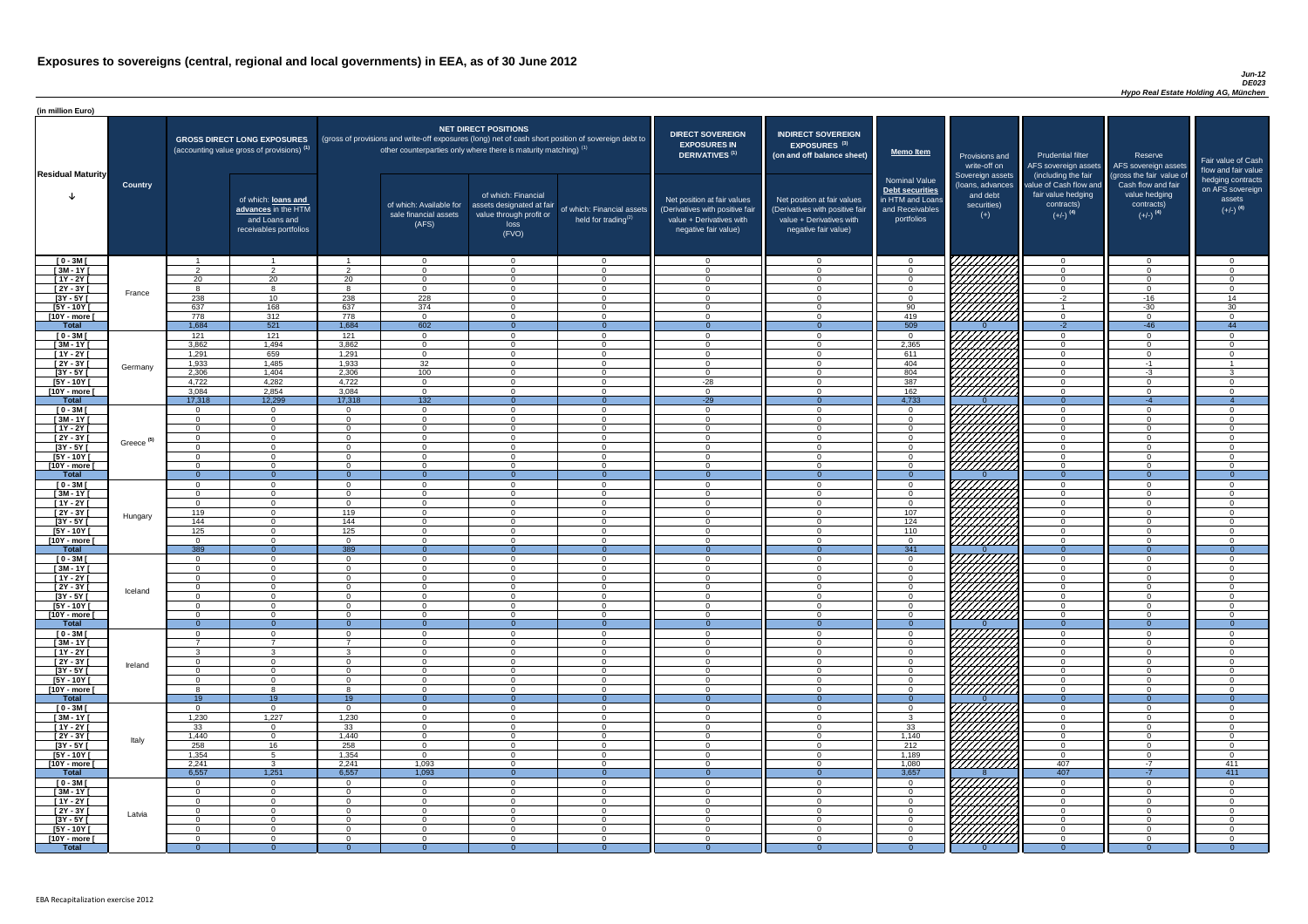# Exposures to sovereigns (central, regional and local governments) in EEA, as of 30 June 2012

*Jun-12*
*DE023*
*Hypo Real Estate Holding AG, München*

(in million Euro)

| Residual Maturity | Country | GROSS DIRECT LONG EXPOSURES (accounting value gross of provisions) (1) | of which: loans and advances in the HTM and Loans and receivables portfolios | NET DIRECT POSITIONS (gross of provisions and write-off exposures (long) net of cash short position of sovereign debt to other counterparties only where there is maturity matching) (1) | of which: Available for sale financial assets (AFS) | of which: Financial assets designated at fair value through profit or loss (FVO) | of which: Financial assets held for trading(2) | DIRECT SOVEREIGN EXPOSURES IN DERIVATIVES (1) Net position at fair values (Derivatives with positive fair value + Derivatives with negative fair value) | INDIRECT SOVEREIGN EXPOSURES (3) (on and off balance sheet) Net position at fair values (Derivatives with positive fair value + Derivatives with negative fair value) | Memo Item: Nominal Value Debt securities in HTM and Loans and Receivables portfolios | Provisions and write-off on Sovereign assets (loans, advances and debt securities) (+) | Prudential filter AFS sovereign assets (including the fair value of Cash flow and fair value hedging contracts) (+/-) (4) | Reserve AFS sovereign assets (gross the fair value of Cash flow and fair value hedging contracts) (+/-) (4) | Fair value of Cash flow and fair value hedging contracts on AFS sovereign assets (+/-) (4) |
|---|---|---|---|---|---|---|---|---|---|---|---|---|---|---|
| [ 0 - 3M [ | France | 1 | 1 | 1 | 0 | 0 | 0 | 0 | 0 | 0 | | 0 | 0 | 0 |
| [ 3M - 1Y [ | | 2 | 2 | 2 | 0 | 0 | 0 | 0 | 0 | 0 | | 0 | 0 | 0 |
| [ 1Y - 2Y [ | | 20 | 20 | 20 | 0 | 0 | 0 | 0 | 0 | 0 | | 0 | 0 | 0 |
| [ 2Y - 3Y [ | | 8 | 8 | 8 | 0 | 0 | 0 | 0 | 0 | 0 | | 0 | 0 | 0 |
| [3Y - 5Y [ | | 238 | 10 | 238 | 228 | 0 | 0 | 0 | 0 | 0 | | -2 | -16 | 14 |
| [5Y - 10Y [ | | 637 | 168 | 637 | 374 | 0 | 0 | 0 | 0 | 90 | | 1 | -30 | 30 |
| [10Y - more [ | | 778 | 312 | 778 | 0 | 0 | 0 | 0 | 0 | 419 | | 0 | 0 | 0 |
| **Total** | | 1,684 | 521 | 1,684 | 602 | 0 | 0 | 0 | 0 | 509 | 0 | -2 | -46 | 44 |
| [ 0 - 3M [ | Germany | 121 | 121 | 121 | 0 | 0 | 0 | 0 | 0 | 0 | | 0 | 0 | 0 |
| [ 3M - 1Y [ | | 3,862 | 1,494 | 3,862 | 0 | 0 | 0 | 0 | 0 | 2,365 | | 0 | 0 | 0 |
| [ 1Y - 2Y [ | | 1,291 | 659 | 1,291 | 0 | 0 | 0 | 0 | 0 | 611 | | 0 | 0 | 0 |
| [ 2Y - 3Y [ | | 1,933 | 1,485 | 1,933 | 32 | 0 | 0 | 0 | 0 | 404 | | 0 | -1 | 1 |
| [3Y - 5Y [ | | 2,306 | 1,404 | 2,306 | 100 | 0 | 0 | 0 | 0 | 804 | | 0 | -3 | 3 |
| [5Y - 10Y [ | | 4,722 | 4,282 | 4,722 | 0 | 0 | 0 | -28 | 0 | 387 | | 0 | 0 | 0 |
| [10Y - more [ | | 3,084 | 2,854 | 3,084 | 0 | 0 | 0 | 0 | 0 | 162 | | 0 | 0 | 0 |
| **Total** | | 17,318 | 12,299 | 17,318 | 132 | 0 | 0 | -29 | 0 | 4,733 | 0 | 0 | -4 | 4 |
| [ 0 - 3M [ | Greece (5) | 0 | 0 | 0 | 0 | 0 | 0 | 0 | 0 | 0 | | 0 | 0 | 0 |
| [ 3M - 1Y [ | | 0 | 0 | 0 | 0 | 0 | 0 | 0 | 0 | 0 | | 0 | 0 | 0 |
| [ 1Y - 2Y [ | | 0 | 0 | 0 | 0 | 0 | 0 | 0 | 0 | 0 | | 0 | 0 | 0 |
| [ 2Y - 3Y [ | | 0 | 0 | 0 | 0 | 0 | 0 | 0 | 0 | 0 | | 0 | 0 | 0 |
| [3Y - 5Y [ | | 0 | 0 | 0 | 0 | 0 | 0 | 0 | 0 | 0 | | 0 | 0 | 0 |
| [5Y - 10Y [ | | 0 | 0 | 0 | 0 | 0 | 0 | 0 | 0 | 0 | | 0 | 0 | 0 |
| [10Y - more [ | | 0 | 0 | 0 | 0 | 0 | 0 | 0 | 0 | 0 | | 0 | 0 | 0 |
| **Total** | | 0 | 0 | 0 | 0 | 0 | 0 | 0 | 0 | 0 | 0 | 0 | 0 | 0 |
| [ 0 - 3M [ | Hungary | 0 | 0 | 0 | 0 | 0 | 0 | 0 | 0 | 0 | | 0 | 0 | 0 |
| [ 3M - 1Y [ | | 0 | 0 | 0 | 0 | 0 | 0 | 0 | 0 | 0 | | 0 | 0 | 0 |
| [ 1Y - 2Y [ | | 0 | 0 | 0 | 0 | 0 | 0 | 0 | 0 | 0 | | 0 | 0 | 0 |
| [ 2Y - 3Y [ | | 119 | 0 | 119 | 0 | 0 | 0 | 0 | 0 | 107 | | 0 | 0 | 0 |
| [3Y - 5Y [ | | 144 | 0 | 144 | 0 | 0 | 0 | 0 | 0 | 124 | | 0 | 0 | 0 |
| [5Y - 10Y [ | | 125 | 0 | 125 | 0 | 0 | 0 | 0 | 0 | 110 | | 0 | 0 | 0 |
| [10Y - more [ | | 0 | 0 | 0 | 0 | 0 | 0 | 0 | 0 | 0 | | 0 | 0 | 0 |
| **Total** | | 389 | 0 | 389 | 0 | 0 | 0 | 0 | 0 | 341 | 0 | 0 | 0 | 0 |
| [ 0 - 3M [ | Iceland | 0 | 0 | 0 | 0 | 0 | 0 | 0 | 0 | 0 | | 0 | 0 | 0 |
| [ 3M - 1Y [ | | 0 | 0 | 0 | 0 | 0 | 0 | 0 | 0 | 0 | | 0 | 0 | 0 |
| [ 1Y - 2Y [ | | 0 | 0 | 0 | 0 | 0 | 0 | 0 | 0 | 0 | | 0 | 0 | 0 |
| [ 2Y - 3Y [ | | 0 | 0 | 0 | 0 | 0 | 0 | 0 | 0 | 0 | | 0 | 0 | 0 |
| [3Y - 5Y [ | | 0 | 0 | 0 | 0 | 0 | 0 | 0 | 0 | 0 | | 0 | 0 | 0 |
| [5Y - 10Y [ | | 0 | 0 | 0 | 0 | 0 | 0 | 0 | 0 | 0 | | 0 | 0 | 0 |
| [10Y - more [ | | 0 | 0 | 0 | 0 | 0 | 0 | 0 | 0 | 0 | | 0 | 0 | 0 |
| **Total** | | 0 | 0 | 0 | 0 | 0 | 0 | 0 | 0 | 0 | 0 | 0 | 0 | 0 |
| [ 0 - 3M [ | Ireland | 0 | 0 | 0 | 0 | 0 | 0 | 0 | 0 | 0 | | 0 | 0 | 0 |
| [ 3M - 1Y [ | | 7 | 7 | 7 | 0 | 0 | 0 | 0 | 0 | 0 | | 0 | 0 | 0 |
| [ 1Y - 2Y [ | | 3 | 3 | 3 | 0 | 0 | 0 | 0 | 0 | 0 | | 0 | 0 | 0 |
| [ 2Y - 3Y [ | | 0 | 0 | 0 | 0 | 0 | 0 | 0 | 0 | 0 | | 0 | 0 | 0 |
| [3Y - 5Y [ | | 0 | 0 | 0 | 0 | 0 | 0 | 0 | 0 | 0 | | 0 | 0 | 0 |
| [5Y - 10Y [ | | 0 | 0 | 0 | 0 | 0 | 0 | 0 | 0 | 0 | | 0 | 0 | 0 |
| [10Y - more [ | | 8 | 8 | 8 | 0 | 0 | 0 | 0 | 0 | 0 | | 0 | 0 | 0 |
| **Total** | | 19 | 19 | 19 | 0 | 0 | 0 | 0 | 0 | 0 | 0 | 0 | 0 | 0 |
| [ 0 - 3M [ | Italy | 0 | 0 | 0 | 0 | 0 | 0 | 0 | 0 | 0 | | 0 | 0 | 0 |
| [ 3M - 1Y [ | | 1,230 | 1,227 | 1,230 | 0 | 0 | 0 | 0 | 0 | 3 | | 0 | 0 | 0 |
| [ 1Y - 2Y [ | | 33 | 0 | 33 | 0 | 0 | 0 | 0 | 0 | 33 | | 0 | 0 | 0 |
| [ 2Y - 3Y [ | | 1,440 | 0 | 1,440 | 0 | 0 | 0 | 0 | 0 | 1,140 | | 0 | 0 | 0 |
| [3Y - 5Y [ | | 258 | 16 | 258 | 0 | 0 | 0 | 0 | 0 | 212 | | 0 | 0 | 0 |
| [5Y - 10Y [ | | 1,354 | 5 | 1,354 | 0 | 0 | 0 | 0 | 0 | 1,189 | | 0 | 0 | 0 |
| [10Y - more [ | | 2,241 | 3 | 2,241 | 1,093 | 0 | 0 | 0 | 0 | 1,080 | | 407 | -7 | 411 |
| **Total** | | 6,557 | 1,251 | 6,557 | 1,093 | 0 | 0 | 0 | 0 | 3,657 | 8 | 407 | -7 | 411 |
| [ 0 - 3M [ | Latvia | 0 | 0 | 0 | 0 | 0 | 0 | 0 | 0 | 0 | | 0 | 0 | 0 |
| [ 3M - 1Y [ | | 0 | 0 | 0 | 0 | 0 | 0 | 0 | 0 | 0 | | 0 | 0 | 0 |
| [ 1Y - 2Y [ | | 0 | 0 | 0 | 0 | 0 | 0 | 0 | 0 | 0 | | 0 | 0 | 0 |
| [ 2Y - 3Y [ | | 0 | 0 | 0 | 0 | 0 | 0 | 0 | 0 | 0 | | 0 | 0 | 0 |
| [3Y - 5Y [ | | 0 | 0 | 0 | 0 | 0 | 0 | 0 | 0 | 0 | | 0 | 0 | 0 |
| [5Y - 10Y [ | | 0 | 0 | 0 | 0 | 0 | 0 | 0 | 0 | 0 | | 0 | 0 | 0 |
| [10Y - more [ | | 0 | 0 | 0 | 0 | 0 | 0 | 0 | 0 | 0 | | 0 | 0 | 0 |
| **Total** | | 0 | 0 | 0 | 0 | 0 | 0 | 0 | 0 | 0 | 0 | 0 | 0 | 0 |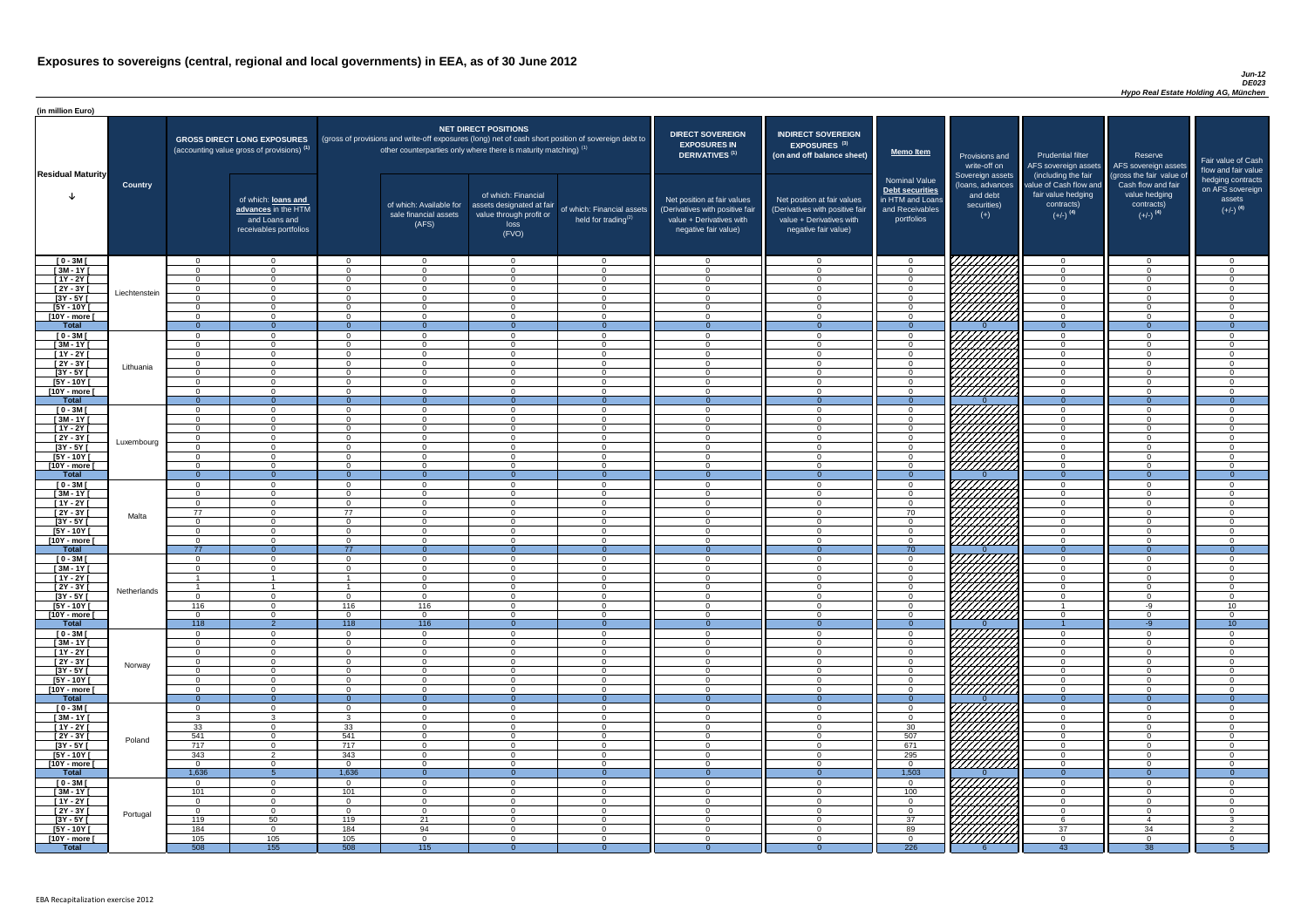# Exposures to sovereigns (central, regional and local governments) in EEA, as of 30 June 2012

*Jun-12*
*DE023*
*Hypo Real Estate Holding AG, München*

(in million Euro)

| Residual Maturity | Country | GROSS DIRECT LONG EXPOSURES (accounting value gross of provisions) (1) | of which: loans and advances in the HTM and Loans and receivables portfolios | NET DIRECT POSITIONS (gross of provisions and write-off exposures (long) net of cash short position of sovereign debt to other counterparties only where there is maturity matching) (1) | of which: Available for sale financial assets (AFS) | of which: Financial assets designated at fair value through profit or loss (FVO) | of which: Financial assets held for trading(2) | DIRECT SOVEREIGN EXPOSURES IN DERIVATIVES (1) Net position at fair values (Derivatives with positive fair value + Derivatives with negative fair value) | INDIRECT SOVEREIGN EXPOSURES (3) (on and off balance sheet) Net position at fair values (Derivatives with positive fair value + Derivatives with negative fair value) | Memo Item Nominal Value Debt securities in HTM and Loans and Receivables portfolios | Provisions and write-off on Sovereign assets (loans, advances and debt securities) (+) | Prudential filter AFS sovereign assets (including the fair value of Cash flow and fair value hedging contracts) (+/-) (4) | Reserve AFS sovereign assets (gross the fair value of Cash flow and fair value hedging contracts) (+/-) (4) | Fair value of Cash flow and fair value hedging contracts on AFS sovereign assets (+/-) (4) |
|---|---|---|---|---|---|---|---|---|---|---|---|---|---|---|
| [ 0 - 3M [ | Liechtenstein | 0 | 0 | 0 | 0 | 0 | 0 | 0 | 0 | 0 | | 0 | 0 | 0 |
| [ 3M - 1Y [ | | 0 | 0 | 0 | 0 | 0 | 0 | 0 | 0 | 0 | | 0 | 0 | 0 |
| [ 1Y - 2Y [ | | 0 | 0 | 0 | 0 | 0 | 0 | 0 | 0 | 0 | | 0 | 0 | 0 |
| [ 2Y - 3Y [ | | 0 | 0 | 0 | 0 | 0 | 0 | 0 | 0 | 0 | | 0 | 0 | 0 |
| [3Y - 5Y [ | | 0 | 0 | 0 | 0 | 0 | 0 | 0 | 0 | 0 | | 0 | 0 | 0 |
| [5Y - 10Y [ | | 0 | 0 | 0 | 0 | 0 | 0 | 0 | 0 | 0 | | 0 | 0 | 0 |
| [10Y - more [ | | 0 | 0 | 0 | 0 | 0 | 0 | 0 | 0 | 0 | | 0 | 0 | 0 |
| **Total** | | 0 | 0 | 0 | 0 | 0 | 0 | 0 | 0 | 0 | 0 | 0 | 0 | 0 |
| [ 0 - 3M [ | Lithuania | 0 | 0 | 0 | 0 | 0 | 0 | 0 | 0 | 0 | | 0 | 0 | 0 |
| [ 3M - 1Y [ | | 0 | 0 | 0 | 0 | 0 | 0 | 0 | 0 | 0 | | 0 | 0 | 0 |
| [ 1Y - 2Y [ | | 0 | 0 | 0 | 0 | 0 | 0 | 0 | 0 | 0 | | 0 | 0 | 0 |
| [ 2Y - 3Y [ | | 0 | 0 | 0 | 0 | 0 | 0 | 0 | 0 | 0 | | 0 | 0 | 0 |
| [3Y - 5Y [ | | 0 | 0 | 0 | 0 | 0 | 0 | 0 | 0 | 0 | | 0 | 0 | 0 |
| [5Y - 10Y [ | | 0 | 0 | 0 | 0 | 0 | 0 | 0 | 0 | 0 | | 0 | 0 | 0 |
| [10Y - more [ | | 0 | 0 | 0 | 0 | 0 | 0 | 0 | 0 | 0 | | 0 | 0 | 0 |
| **Total** | | 0 | 0 | 0 | 0 | 0 | 0 | 0 | 0 | 0 | 0 | 0 | 0 | 0 |
| [ 0 - 3M [ | Luxembourg | 0 | 0 | 0 | 0 | 0 | 0 | 0 | 0 | 0 | | 0 | 0 | 0 |
| [ 3M - 1Y [ | | 0 | 0 | 0 | 0 | 0 | 0 | 0 | 0 | 0 | | 0 | 0 | 0 |
| [ 1Y - 2Y [ | | 0 | 0 | 0 | 0 | 0 | 0 | 0 | 0 | 0 | | 0 | 0 | 0 |
| [ 2Y - 3Y [ | | 0 | 0 | 0 | 0 | 0 | 0 | 0 | 0 | 0 | | 0 | 0 | 0 |
| [3Y - 5Y [ | | 0 | 0 | 0 | 0 | 0 | 0 | 0 | 0 | 0 | | 0 | 0 | 0 |
| [5Y - 10Y [ | | 0 | 0 | 0 | 0 | 0 | 0 | 0 | 0 | 0 | | 0 | 0 | 0 |
| [10Y - more [ | | 0 | 0 | 0 | 0 | 0 | 0 | 0 | 0 | 0 | | 0 | 0 | 0 |
| **Total** | | 0 | 0 | 0 | 0 | 0 | 0 | 0 | 0 | 0 | 0 | 0 | 0 | 0 |
| [ 0 - 3M [ | Malta | 0 | 0 | 0 | 0 | 0 | 0 | 0 | 0 | 0 | | 0 | 0 | 0 |
| [ 3M - 1Y [ | | 0 | 0 | 0 | 0 | 0 | 0 | 0 | 0 | 0 | | 0 | 0 | 0 |
| [ 1Y - 2Y [ | | 0 | 0 | 0 | 0 | 0 | 0 | 0 | 0 | 0 | | 0 | 0 | 0 |
| [ 2Y - 3Y [ | | 77 | 0 | 77 | 0 | 0 | 0 | 0 | 0 | 70 | | 0 | 0 | 0 |
| [3Y - 5Y [ | | 0 | 0 | 0 | 0 | 0 | 0 | 0 | 0 | 0 | | 0 | 0 | 0 |
| [5Y - 10Y [ | | 0 | 0 | 0 | 0 | 0 | 0 | 0 | 0 | 0 | | 0 | 0 | 0 |
| [10Y - more [ | | 0 | 0 | 0 | 0 | 0 | 0 | 0 | 0 | 0 | | 0 | 0 | 0 |
| **Total** | | 77 | 0 | 77 | 0 | 0 | 0 | 0 | 0 | 70 | 0 | 0 | 0 | 0 |
| [ 0 - 3M [ | Netherlands | 0 | 0 | 0 | 0 | 0 | 0 | 0 | 0 | 0 | | 0 | 0 | 0 |
| [ 3M - 1Y [ | | 0 | 0 | 0 | 0 | 0 | 0 | 0 | 0 | 0 | | 0 | 0 | 0 |
| [ 1Y - 2Y [ | | 1 | 1 | 1 | 0 | 0 | 0 | 0 | 0 | 0 | | 0 | 0 | 0 |
| [ 2Y - 3Y [ | | 1 | 1 | 1 | 0 | 0 | 0 | 0 | 0 | 0 | | 0 | 0 | 0 |
| [3Y - 5Y [ | | 0 | 0 | 0 | 0 | 0 | 0 | 0 | 0 | 0 | | 0 | 0 | 0 |
| [5Y - 10Y [ | | 116 | 0 | 116 | 116 | 0 | 0 | 0 | 0 | 0 | | 1 | -9 | 10 |
| [10Y - more [ | | 0 | 0 | 0 | 0 | 0 | 0 | 0 | 0 | 0 | | 0 | 0 | 0 |
| **Total** | | 118 | 2 | 118 | 116 | 0 | 0 | 0 | 0 | 0 | 0 | 1 | -9 | 10 |
| [ 0 - 3M [ | Norway | 0 | 0 | 0 | 0 | 0 | 0 | 0 | 0 | 0 | | 0 | 0 | 0 |
| [ 3M - 1Y [ | | 0 | 0 | 0 | 0 | 0 | 0 | 0 | 0 | 0 | | 0 | 0 | 0 |
| [ 1Y - 2Y [ | | 0 | 0 | 0 | 0 | 0 | 0 | 0 | 0 | 0 | | 0 | 0 | 0 |
| [ 2Y - 3Y [ | | 0 | 0 | 0 | 0 | 0 | 0 | 0 | 0 | 0 | | 0 | 0 | 0 |
| [3Y - 5Y [ | | 0 | 0 | 0 | 0 | 0 | 0 | 0 | 0 | 0 | | 0 | 0 | 0 |
| [5Y - 10Y [ | | 0 | 0 | 0 | 0 | 0 | 0 | 0 | 0 | 0 | | 0 | 0 | 0 |
| [10Y - more [ | | 0 | 0 | 0 | 0 | 0 | 0 | 0 | 0 | 0 | | 0 | 0 | 0 |
| **Total** | | 0 | 0 | 0 | 0 | 0 | 0 | 0 | 0 | 0 | 0 | 0 | 0 | 0 |
| [ 0 - 3M [ | Poland | 0 | 0 | 0 | 0 | 0 | 0 | 0 | 0 | 0 | | 0 | 0 | 0 |
| [ 3M - 1Y [ | | 3 | 3 | 3 | 0 | 0 | 0 | 0 | 0 | 0 | | 0 | 0 | 0 |
| [ 1Y - 2Y [ | | 33 | 0 | 33 | 0 | 0 | 0 | 0 | 0 | 30 | | 0 | 0 | 0 |
| [ 2Y - 3Y [ | | 541 | 0 | 541 | 0 | 0 | 0 | 0 | 0 | 507 | | 0 | 0 | 0 |
| [3Y - 5Y [ | | 717 | 0 | 717 | 0 | 0 | 0 | 0 | 0 | 671 | | 0 | 0 | 0 |
| [5Y - 10Y [ | | 343 | 2 | 343 | 0 | 0 | 0 | 0 | 0 | 295 | | 0 | 0 | 0 |
| [10Y - more [ | | 0 | 0 | 0 | 0 | 0 | 0 | 0 | 0 | 0 | | 0 | 0 | 0 |
| **Total** | | 1,636 | 5 | 1,636 | 0 | 0 | 0 | 0 | 0 | 1,503 | 0 | 0 | 0 | 0 |
| [ 0 - 3M [ | Portugal | 0 | 0 | 0 | 0 | 0 | 0 | 0 | 0 | 0 | | 0 | 0 | 0 |
| [ 3M - 1Y [ | | 101 | 0 | 101 | 0 | 0 | 0 | 0 | 0 | 100 | | 0 | 0 | 0 |
| [ 1Y - 2Y [ | | 0 | 0 | 0 | 0 | 0 | 0 | 0 | 0 | 0 | | 0 | 0 | 0 |
| [ 2Y - 3Y [ | | 0 | 0 | 0 | 0 | 0 | 0 | 0 | 0 | 0 | | 0 | 0 | 0 |
| [3Y - 5Y [ | | 119 | 50 | 119 | 21 | 0 | 0 | 0 | 0 | 37 | | 6 | 4 | 3 |
| [5Y - 10Y [ | | 184 | 0 | 184 | 94 | 0 | 0 | 0 | 0 | 89 | | 37 | 34 | 2 |
| [10Y - more [ | | 105 | 105 | 105 | 0 | 0 | 0 | 0 | 0 | 0 | | 0 | 0 | 0 |
| **Total** | | 508 | 155 | 508 | 115 | 0 | 0 | 0 | 0 | 226 | 6 | 43 | 38 | 5 |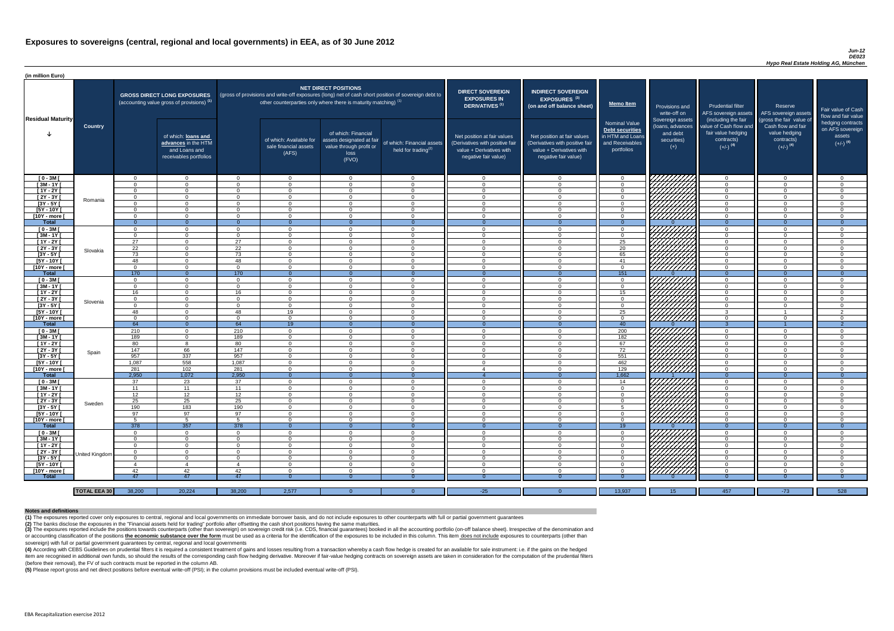# Exposures to sovereigns (central, regional and local governments) in EEA, as of 30 June 2012

*Jun-12*
*DE023*
*Hypo Real Estate Holding AG, München*

(in million Euro)

| Residual Maturity | Country | GROSS DIRECT LONG EXPOSURES (accounting value gross of provisions) (1) | of which: loans and advances in the HTM and Loans and receivables portfolios | NET DIRECT POSITIONS (gross of provisions and write-off exposures (long) net of cash short position of sovereign debt to other counterparties only where there is maturity matching) (1) | of which: Available for sale financial assets (AFS) | of which: Financial assets designated at fair value through profit or loss (FVO) | of which: Financial assets held for trading(2) | DIRECT SOVEREIGN EXPOSURES IN DERIVATIVES (1) Net position at fair values (Derivatives with positive fair value + Derivatives with negative fair value) | INDIRECT SOVEREIGN EXPOSURES (3) (on and off balance sheet) Net position at fair values (Derivatives with positive fair value + Derivatives with negative fair value) | Memo Item: Nominal Value Debt securities in HTM and Loans and Receivables portfolios | Provisions and write-off on Sovereign assets (loans, advances and debt securities) (+) | Prudential filter AFS sovereign assets (including the fair value of Cash flow and fair value hedging contracts) (+/-) (4) | Reserve AFS sovereign assets (gross the fair value of Cash flow and fair value hedging contracts) (+/-) (4) | Fair value of Cash flow and fair value hedging contracts on AFS sovereign assets (+/-) (4) |
|---|---|---|---|---|---|---|---|---|---|---|---|---|---|---|
| [ 0 - 3M [ | Romania | 0 | 0 | 0 | 0 | 0 | 0 | 0 | 0 | 0 | | 0 | 0 | 0 |
| [ 3M - 1Y [ | | 0 | 0 | 0 | 0 | 0 | 0 | 0 | 0 | 0 | | 0 | 0 | 0 |
| [ 1Y - 2Y [ | | 0 | 0 | 0 | 0 | 0 | 0 | 0 | 0 | 0 | | 0 | 0 | 0 |
| [ 2Y - 3Y [ | | 0 | 0 | 0 | 0 | 0 | 0 | 0 | 0 | 0 | | 0 | 0 | 0 |
| [3Y - 5Y [ | | 0 | 0 | 0 | 0 | 0 | 0 | 0 | 0 | 0 | | 0 | 0 | 0 |
| [5Y - 10Y [ | | 0 | 0 | 0 | 0 | 0 | 0 | 0 | 0 | 0 | | 0 | 0 | 0 |
| [10Y - more [ | | 0 | 0 | 0 | 0 | 0 | 0 | 0 | 0 | 0 | | 0 | 0 | 0 |
| **Total** | | 0 | 0 | 0 | 0 | 0 | 0 | 0 | 0 | 0 | 0 | 0 | 0 | 0 |
| [ 0 - 3M [ | Slovakia | 0 | 0 | 0 | 0 | 0 | 0 | 0 | 0 | 0 | | 0 | 0 | 0 |
| [ 3M - 1Y [ | | 0 | 0 | 0 | 0 | 0 | 0 | 0 | 0 | 0 | | 0 | 0 | 0 |
| [ 1Y - 2Y [ | | 27 | 0 | 27 | 0 | 0 | 0 | 0 | 0 | 25 | | 0 | 0 | 0 |
| [ 2Y - 3Y [ | | 22 | 0 | 22 | 0 | 0 | 0 | 0 | 0 | 20 | | 0 | 0 | 0 |
| [3Y - 5Y [ | | 73 | 0 | 73 | 0 | 0 | 0 | 0 | 0 | 65 | | 0 | 0 | 0 |
| [5Y - 10Y [ | | 48 | 0 | 48 | 0 | 0 | 0 | 0 | 0 | 41 | | 0 | 0 | 0 |
| [10Y - more [ | | 0 | 0 | 0 | 0 | 0 | 0 | 0 | 0 | 0 | | 0 | 0 | 0 |
| **Total** | | 170 | 0 | 170 | 0 | 0 | 0 | 0 | 0 | 151 | 0 | 0 | 0 | 0 |
| [ 0 - 3M [ | Slovenia | 0 | 0 | 0 | 0 | 0 | 0 | 0 | 0 | 0 | | 0 | 0 | 0 |
| [ 3M - 1Y [ | | 0 | 0 | 0 | 0 | 0 | 0 | 0 | 0 | 0 | | 0 | 0 | 0 |
| [ 1Y - 2Y [ | | 16 | 0 | 16 | 0 | 0 | 0 | 0 | 0 | 15 | | 0 | 0 | 0 |
| [ 2Y - 3Y [ | | 0 | 0 | 0 | 0 | 0 | 0 | 0 | 0 | 0 | | 0 | 0 | 0 |
| [3Y - 5Y [ | | 0 | 0 | 0 | 0 | 0 | 0 | 0 | 0 | 0 | | 0 | 0 | 0 |
| [5Y - 10Y [ | | 48 | 0 | 48 | 19 | 0 | 0 | 0 | 0 | 25 | | 3 | 1 | 2 |
| [10Y - more [ | | 0 | 0 | 0 | 0 | 0 | 0 | 0 | 0 | 0 | | 0 | 0 | 0 |
| **Total** | | 64 | 0 | 64 | 19 | 0 | 0 | 0 | 0 | 40 | 0 | 3 | 1 | 2 |
| [ 0 - 3M [ | Spain | 210 | 0 | 210 | 0 | 0 | 0 | 0 | 0 | 200 | | 0 | 0 | 0 |
| [ 3M - 1Y [ | | 189 | 0 | 189 | 0 | 0 | 0 | 0 | 0 | 182 | | 0 | 0 | 0 |
| [ 1Y - 2Y [ | | 80 | 8 | 80 | 0 | 0 | 0 | 0 | 0 | 67 | | 0 | 0 | 0 |
| [ 2Y - 3Y [ | | 147 | 66 | 147 | 0 | 0 | 0 | 0 | 0 | 72 | | 0 | 0 | 0 |
| [3Y - 5Y [ | | 957 | 337 | 957 | 0 | 0 | 0 | 0 | 0 | 551 | | 0 | 0 | 0 |
| [5Y - 10Y [ | | 1,087 | 558 | 1,087 | 0 | 0 | 0 | 0 | 0 | 462 | | 0 | 0 | 0 |
| [10Y - more [ | | 281 | 102 | 281 | 0 | 0 | 0 | 4 | 0 | 129 | | 0 | 0 | 0 |
| **Total** | | 2,950 | 1,072 | 2,950 | 0 | 0 | 0 | 4 | 0 | 1,662 | 1 | 0 | 0 | 0 |
| [ 0 - 3M [ | Sweden | 37 | 23 | 37 | 0 | 0 | 0 | 0 | 0 | 14 | | 0 | 0 | 0 |
| [ 3M - 1Y [ | | 11 | 11 | 11 | 0 | 0 | 0 | 0 | 0 | 0 | | 0 | 0 | 0 |
| [ 1Y - 2Y [ | | 12 | 12 | 12 | 0 | 0 | 0 | 0 | 0 | 0 | | 0 | 0 | 0 |
| [ 2Y - 3Y [ | | 25 | 25 | 25 | 0 | 0 | 0 | 0 | 0 | 0 | | 0 | 0 | 0 |
| [3Y - 5Y [ | | 190 | 183 | 190 | 0 | 0 | 0 | 0 | 0 | 5 | | 0 | 0 | 0 |
| [5Y - 10Y [ | | 97 | 97 | 97 | 0 | 0 | 0 | 0 | 0 | 0 | | 0 | 0 | 0 |
| [10Y - more [ | | 5 | 5 | 5 | 0 | 0 | 0 | 0 | 0 | 0 | | 0 | 0 | 0 |
| **Total** | | 378 | 357 | 378 | 0 | 0 | 0 | 0 | 0 | 19 | 0 | 0 | 0 | 0 |
| [ 0 - 3M [ | United Kingdom | 0 | 0 | 0 | 0 | 0 | 0 | 0 | 0 | 0 | | 0 | 0 | 0 |
| [ 3M - 1Y [ | | 0 | 0 | 0 | 0 | 0 | 0 | 0 | 0 | 0 | | 0 | 0 | 0 |
| [ 1Y - 2Y [ | | 0 | 0 | 0 | 0 | 0 | 0 | 0 | 0 | 0 | | 0 | 0 | 0 |
| [ 2Y - 3Y [ | | 0 | 0 | 0 | 0 | 0 | 0 | 0 | 0 | 0 | | 0 | 0 | 0 |
| [3Y - 5Y [ | | 0 | 0 | 0 | 0 | 0 | 0 | 0 | 0 | 0 | | 0 | 0 | 0 |
| [5Y - 10Y [ | | 4 | 4 | 4 | 0 | 0 | 0 | 0 | 0 | 0 | | 0 | 0 | 0 |
| [10Y - more [ | | 42 | 42 | 42 | 0 | 0 | 0 | 0 | 0 | 0 | | 0 | 0 | 0 |
| **Total** | | 47 | 47 | 47 | 0 | 0 | 0 | 0 | 0 | 0 | 0 | 0 | 0 | 0 |
| | **TOTAL EEA 30** | 38,200 | 20,224 | 38,200 | 2,577 | 0 | 0 | -25 | 0 | 13,937 | 15 | 457 | -73 | 528 |

**Notes and definitions**

**(1)** The exposures reported cover only exposures to central, regional and local governments on immediate borrower basis, and do not include exposures to other counterparts with full or partial government guarantees

**(2)** The banks disclose the exposures in the "Financial assets held for trading" portfolio after offsetting the cash short positions having the same maturities.

**(3)** The exposures reported include the positions towards counterparts (other than sovereign) on sovereign credit risk (i.e. CDS, financial guarantees) booked in all the accounting portfolio (on-off balance sheet). Irrespective of the denomination and or accounting classification of the positions **the economic substance over the form** must be used as a criteria for the identification of the exposures to be included in this column. This item does not include exposures to counterparts (other than sovereign) with full or partial government guarantees by central, regional and local governments

**(4)** According with CEBS Guidelines on prudential filters it is required a consistent treatment of gains and losses resulting from a transaction whereby a cash flow hedge is created for an available for sale instrument: i.e. if the gains on the hedged item are recognised in additional own funds, so should the results of the corresponding cash flow hedging derivative. Moreover if fair-value hedging contracts on sovereign assets are taken in consideration for the computation of the prudential filters (before their removal), the FV of such contracts must be reported in the column AB.

**(5)** Please report gross and net direct positions before eventual write-off (PSI); in the column provisions must be included eventual write-off (PSI).